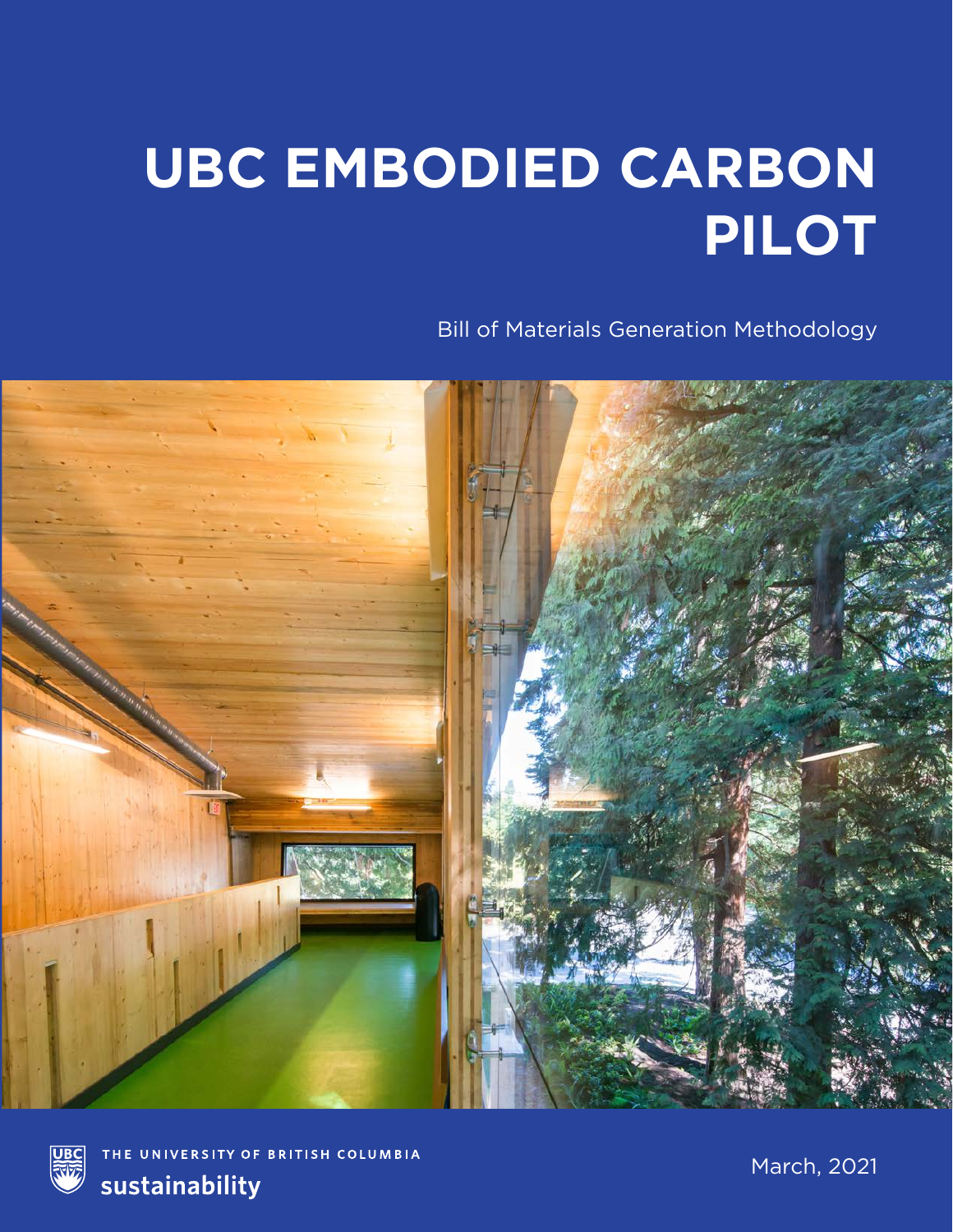# UBC EMBODIED CARBON PILOT

Bill of Materials Generation Methodology

THE UNIVERSITY OF BRITISH COLUMBIA

sustainability

March, 2021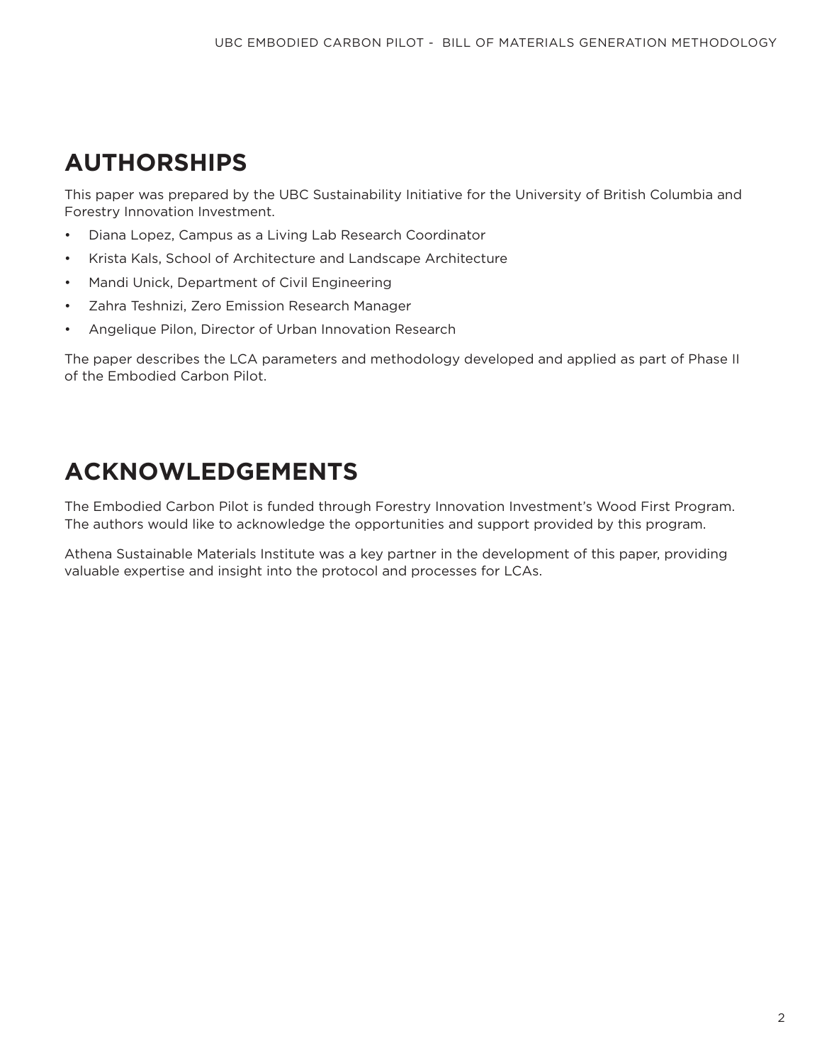# AUTHORSHIPS

This paper was prepared by the UBC Sustainability Initiative for the University of British Columbia and Forestry Innovation Investment.

- Diana Lopez, Campus as a Living Lab Research Coordinator
- Krista Kals, School of Architecture and Landscape Architecture
- Mandi Unick, Department of Civil Engineering
- Zahra Teshnizi, Zero Emission Research Manager
- Angelique Pilon, Director of Urban Innovation Research

The paper describes the LCA parameters and methodology developed and applied as part of Phase II of the Embodied Carbon Pilot.

# ACKNOWLEDGEMENTS

The Embodied Carbon Pilot is funded through Forestry Innovation Investment's Wood First Program. The authors would like to acknowledge the opportunities and support provided by this program.

Athena Sustainable Materials Institute was a key partner in the development of this paper, providing valuable expertise and insight into the protocol and processes for LCAs.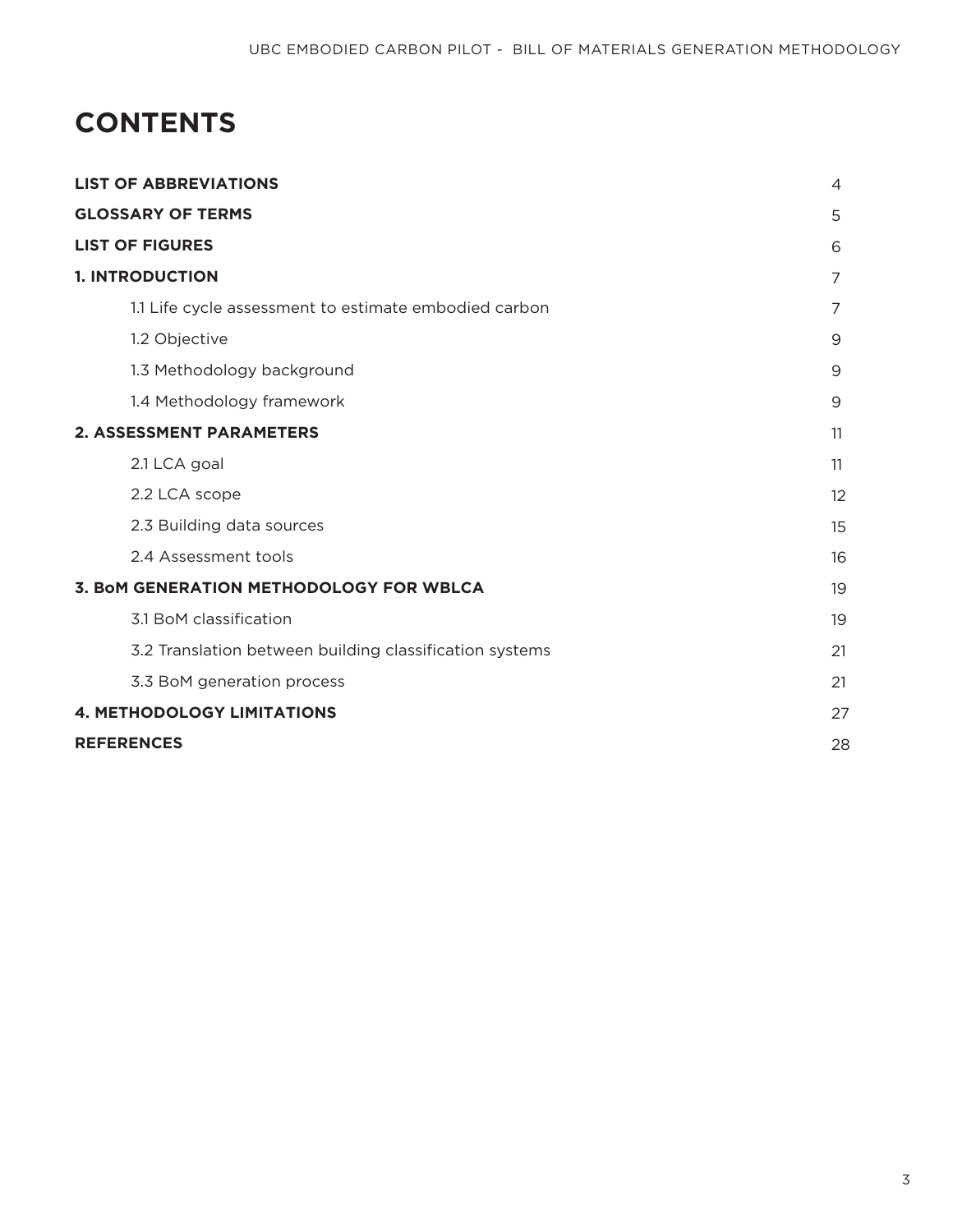# CONTENTS

| | |
|---|---|
| **LIST OF ABBREVIATIONS** | 4 |
| **GLOSSARY OF TERMS** | 5 |
| **LIST OF FIGURES** | 6 |
| **1. INTRODUCTION** | 7 |
| 1.1 Life cycle assessment to estimate embodied carbon | 7 |
| 1.2 Objective | 9 |
| 1.3 Methodology background | 9 |
| 1.4 Methodology framework | 9 |
| **2. ASSESSMENT PARAMETERS** | 11 |
| 2.1 LCA goal | 11 |
| 2.2 LCA scope | 12 |
| 2.3 Building data sources | 15 |
| 2.4 Assessment tools | 16 |
| **3. BoM GENERATION METHODOLOGY FOR WBLCA** | 19 |
| 3.1 BoM classification | 19 |
| 3.2 Translation between building classification systems | 21 |
| 3.3 BoM generation process | 21 |
| **4. METHODOLOGY LIMITATIONS** | 27 |
| **REFERENCES** | 28 |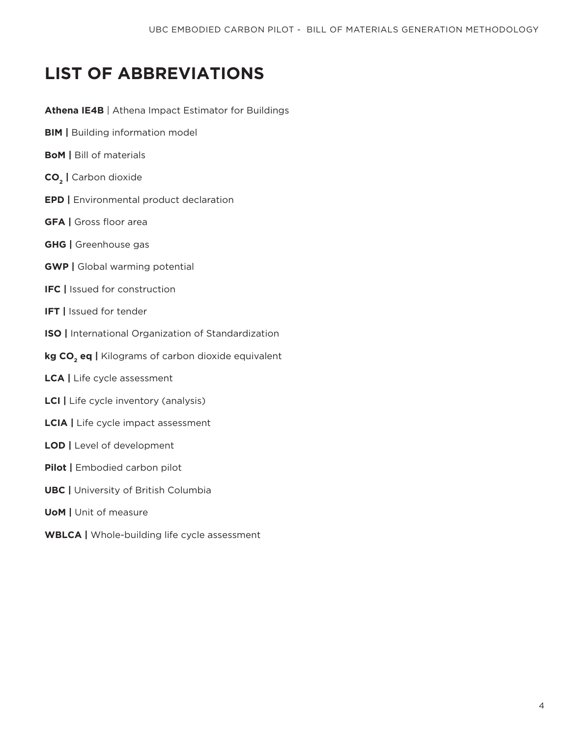# LIST OF ABBREVIATIONS

**Athena IE4B** | Athena Impact Estimator for Buildings

**BIM |** Building information model

**BoM |** Bill of materials

**$CO_2$ |** Carbon dioxide

**EPD |** Environmental product declaration

**GFA |** Gross floor area

**GHG |** Greenhouse gas

**GWP |** Global warming potential

**IFC |** Issued for construction

**IFT |** Issued for tender

**ISO |** International Organization of Standardization

**kg $CO_2$ eq |** Kilograms of carbon dioxide equivalent

**LCA |** Life cycle assessment

**LCI |** Life cycle inventory (analysis)

**LCIA |** Life cycle impact assessment

**LOD |** Level of development

**Pilot |** Embodied carbon pilot

**UBC |** University of British Columbia

**UoM |** Unit of measure

**WBLCA |** Whole-building life cycle assessment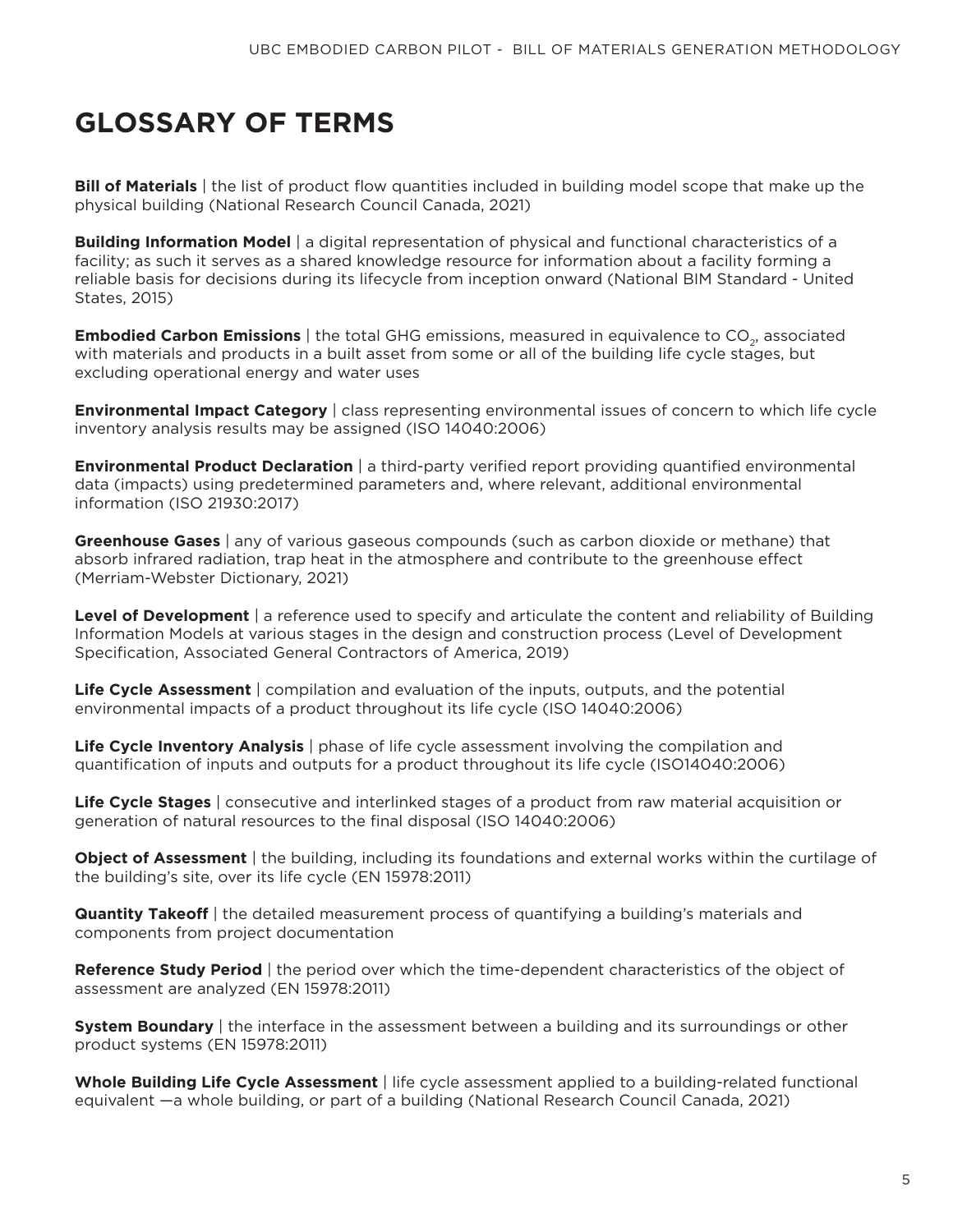# GLOSSARY OF TERMS

**Bill of Materials** | the list of product flow quantities included in building model scope that make up the physical building (National Research Council Canada, 2021)

**Building Information Model** | a digital representation of physical and functional characteristics of a facility; as such it serves as a shared knowledge resource for information about a facility forming a reliable basis for decisions during its lifecycle from inception onward (National BIM Standard - United States, 2015)

**Embodied Carbon Emissions** | the total GHG emissions, measured in equivalence to $CO_2$, associated with materials and products in a built asset from some or all of the building life cycle stages, but excluding operational energy and water uses

**Environmental Impact Category** | class representing environmental issues of concern to which life cycle inventory analysis results may be assigned (ISO 14040:2006)

**Environmental Product Declaration** | a third-party verified report providing quantified environmental data (impacts) using predetermined parameters and, where relevant, additional environmental information (ISO 21930:2017)

**Greenhouse Gases** | any of various gaseous compounds (such as carbon dioxide or methane) that absorb infrared radiation, trap heat in the atmosphere and contribute to the greenhouse effect (Merriam-Webster Dictionary, 2021)

**Level of Development** | a reference used to specify and articulate the content and reliability of Building Information Models at various stages in the design and construction process (Level of Development Specification, Associated General Contractors of America, 2019)

**Life Cycle Assessment** | compilation and evaluation of the inputs, outputs, and the potential environmental impacts of a product throughout its life cycle (ISO 14040:2006)

**Life Cycle Inventory Analysis** | phase of life cycle assessment involving the compilation and quantification of inputs and outputs for a product throughout its life cycle (ISO14040:2006)

**Life Cycle Stages** | consecutive and interlinked stages of a product from raw material acquisition or generation of natural resources to the final disposal (ISO 14040:2006)

**Object of Assessment** | the building, including its foundations and external works within the curtilage of the building's site, over its life cycle (EN 15978:2011)

**Quantity Takeoff** | the detailed measurement process of quantifying a building's materials and components from project documentation

**Reference Study Period** | the period over which the time-dependent characteristics of the object of assessment are analyzed (EN 15978:2011)

**System Boundary** | the interface in the assessment between a building and its surroundings or other product systems (EN 15978:2011)

**Whole Building Life Cycle Assessment** | life cycle assessment applied to a building-related functional equivalent —a whole building, or part of a building (National Research Council Canada, 2021)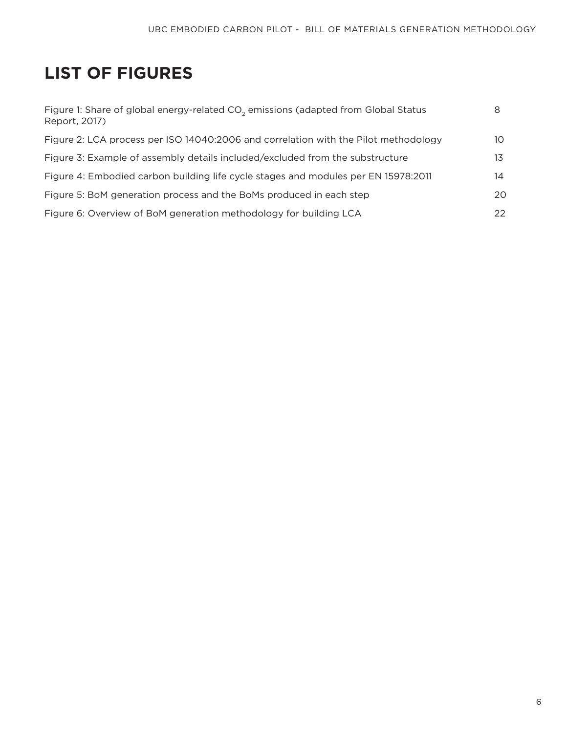# LIST OF FIGURES

| | |
|---|---|
| Figure 1: Share of global energy-related $CO_2$ emissions (adapted from Global Status Report, 2017) | 8 |
| Figure 2: LCA process per ISO 14040:2006 and correlation with the Pilot methodology | 10 |
| Figure 3: Example of assembly details included/excluded from the substructure | 13 |
| Figure 4: Embodied carbon building life cycle stages and modules per EN 15978:2011 | 14 |
| Figure 5: BoM generation process and the BoMs produced in each step | 20 |
| Figure 6: Overview of BoM generation methodology for building LCA | 22 |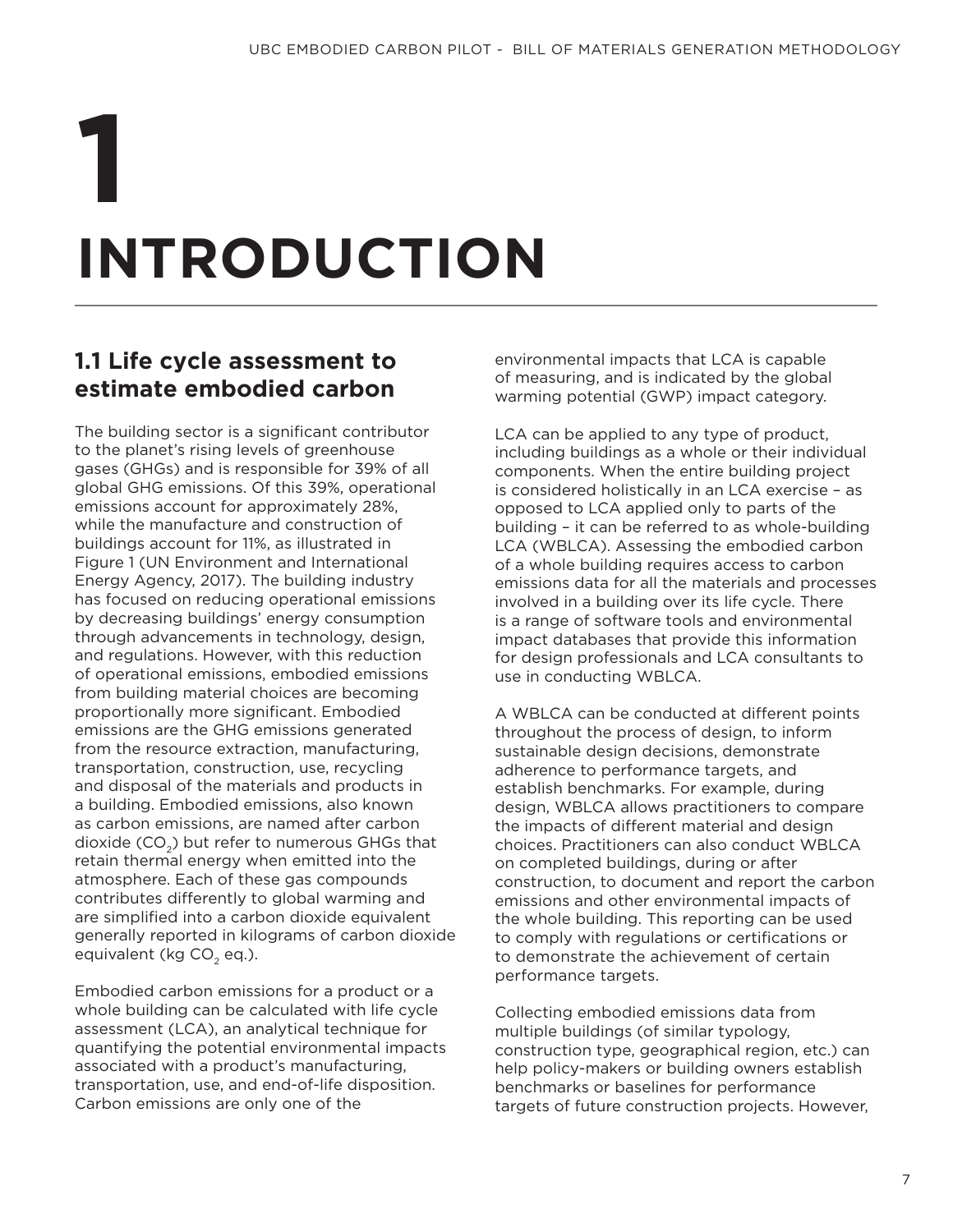# 1 INTRODUCTION

## 1.1 Life cycle assessment to estimate embodied carbon

The building sector is a significant contributor to the planet's rising levels of greenhouse gases (GHGs) and is responsible for 39% of all global GHG emissions. Of this 39%, operational emissions account for approximately 28%, while the manufacture and construction of buildings account for 11%, as illustrated in Figure 1 (UN Environment and International Energy Agency, 2017). The building industry has focused on reducing operational emissions by decreasing buildings' energy consumption through advancements in technology, design, and regulations. However, with this reduction of operational emissions, embodied emissions from building material choices are becoming proportionally more significant. Embodied emissions are the GHG emissions generated from the resource extraction, manufacturing, transportation, construction, use, recycling and disposal of the materials and products in a building. Embodied emissions, also known as carbon emissions, are named after carbon dioxide ($CO_2$) but refer to numerous GHGs that retain thermal energy when emitted into the atmosphere. Each of these gas compounds contributes differently to global warming and are simplified into a carbon dioxide equivalent generally reported in kilograms of carbon dioxide equivalent (kg $CO_2$ eq.).

Embodied carbon emissions for a product or a whole building can be calculated with life cycle assessment (LCA), an analytical technique for quantifying the potential environmental impacts associated with a product's manufacturing, transportation, use, and end-of-life disposition. Carbon emissions are only one of the environmental impacts that LCA is capable of measuring, and is indicated by the global warming potential (GWP) impact category.

LCA can be applied to any type of product, including buildings as a whole or their individual components. When the entire building project is considered holistically in an LCA exercise – as opposed to LCA applied only to parts of the building – it can be referred to as whole-building LCA (WBLCA). Assessing the embodied carbon of a whole building requires access to carbon emissions data for all the materials and processes involved in a building over its life cycle. There is a range of software tools and environmental impact databases that provide this information for design professionals and LCA consultants to use in conducting WBLCA.

A WBLCA can be conducted at different points throughout the process of design, to inform sustainable design decisions, demonstrate adherence to performance targets, and establish benchmarks. For example, during design, WBLCA allows practitioners to compare the impacts of different material and design choices. Practitioners can also conduct WBLCA on completed buildings, during or after construction, to document and report the carbon emissions and other environmental impacts of the whole building. This reporting can be used to comply with regulations or certifications or to demonstrate the achievement of certain performance targets.

Collecting embodied emissions data from multiple buildings (of similar typology, construction type, geographical region, etc.) can help policy-makers or building owners establish benchmarks or baselines for performance targets of future construction projects. However,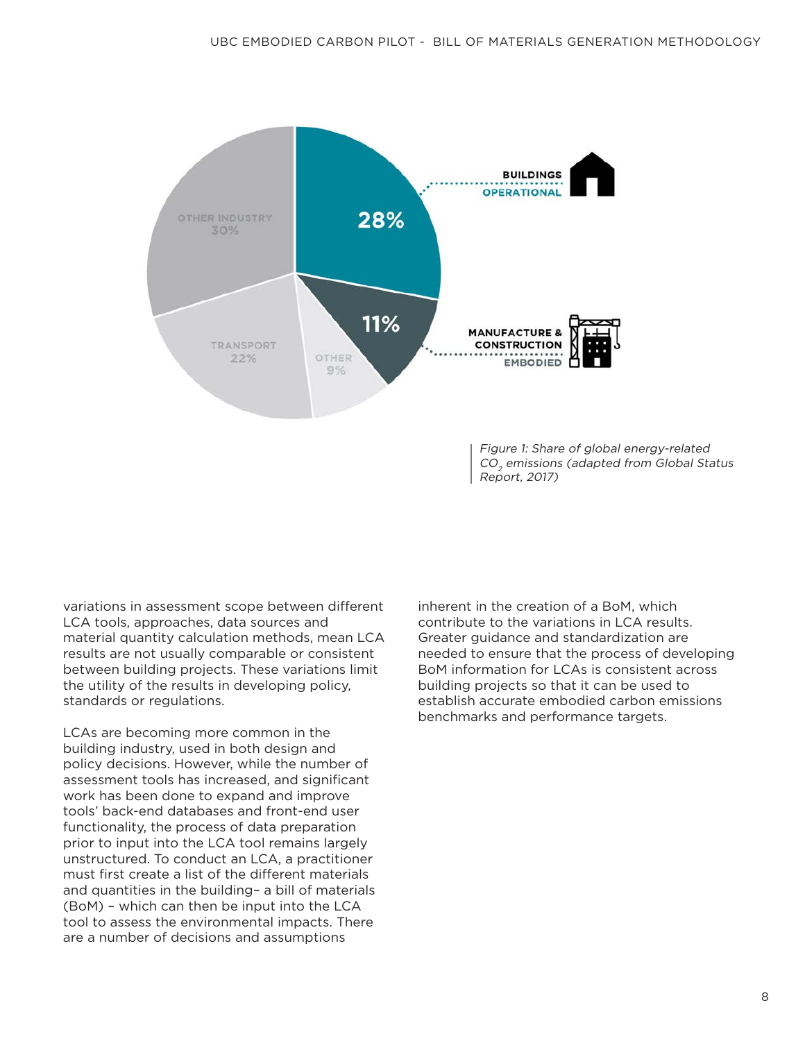Figure 1: Share of global energy-related $CO_2$ emissions (adapted from Global Status Report, 2017)

variations in assessment scope between different LCA tools, approaches, data sources and material quantity calculation methods, mean LCA results are not usually comparable or consistent between building projects. These variations limit the utility of the results in developing policy, standards or regulations.

LCAs are becoming more common in the building industry, used in both design and policy decisions. However, while the number of assessment tools has increased, and significant work has been done to expand and improve tools' back-end databases and front-end user functionality, the process of data preparation prior to input into the LCA tool remains largely unstructured. To conduct an LCA, a practitioner must first create a list of the different materials and quantities in the building– a bill of materials (BoM) – which can then be input into the LCA tool to assess the environmental impacts. There are a number of decisions and assumptions inherent in the creation of a BoM, which contribute to the variations in LCA results. Greater guidance and standardization are needed to ensure that the process of developing BoM information for LCAs is consistent across building projects so that it can be used to establish accurate embodied carbon emissions benchmarks and performance targets.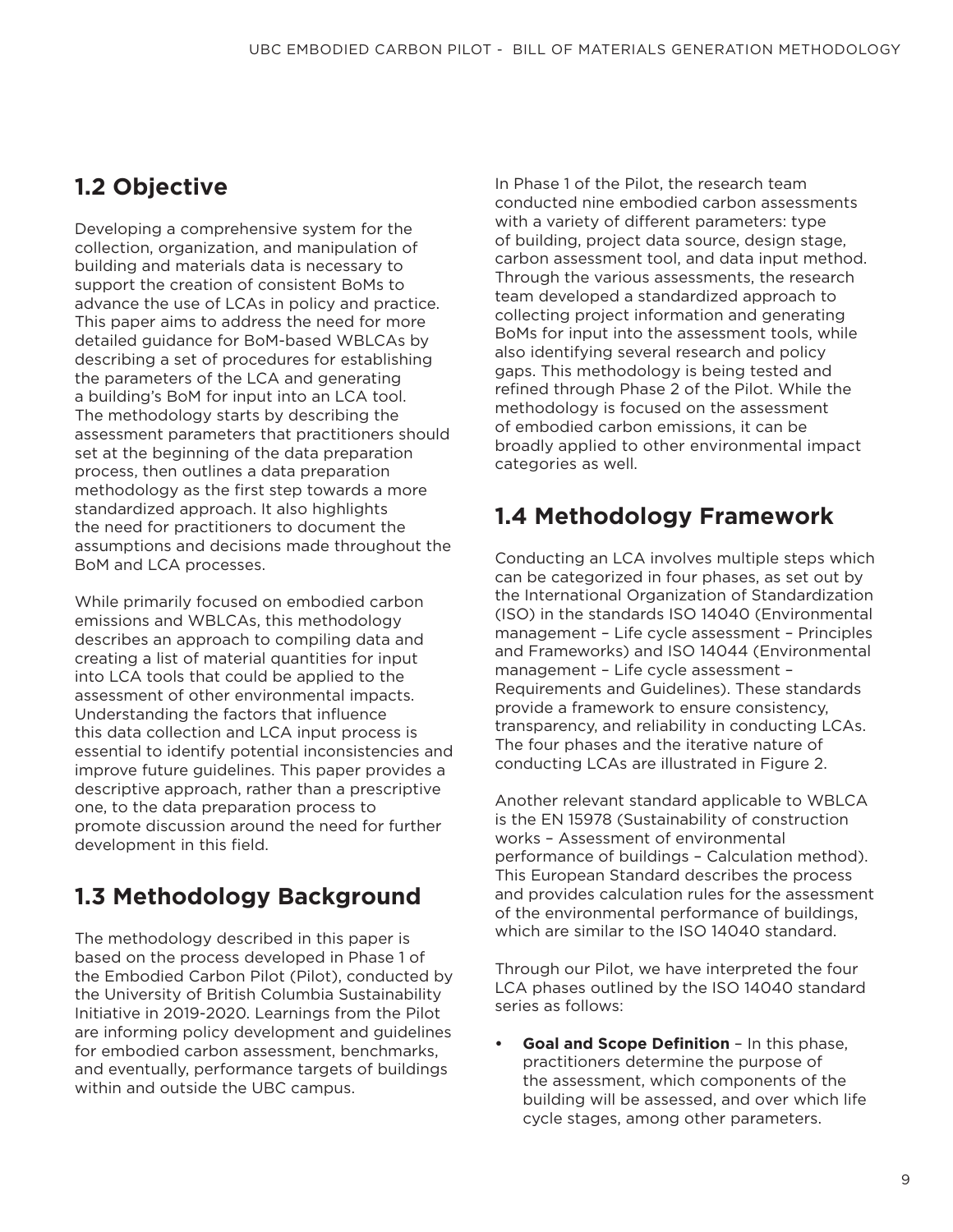## 1.2 Objective

Developing a comprehensive system for the collection, organization, and manipulation of building and materials data is necessary to support the creation of consistent BoMs to advance the use of LCAs in policy and practice. This paper aims to address the need for more detailed guidance for BoM-based WBLCAs by describing a set of procedures for establishing the parameters of the LCA and generating a building's BoM for input into an LCA tool. The methodology starts by describing the assessment parameters that practitioners should set at the beginning of the data preparation process, then outlines a data preparation methodology as the first step towards a more standardized approach. It also highlights the need for practitioners to document the assumptions and decisions made throughout the BoM and LCA processes.

While primarily focused on embodied carbon emissions and WBLCAs, this methodology describes an approach to compiling data and creating a list of material quantities for input into LCA tools that could be applied to the assessment of other environmental impacts. Understanding the factors that influence this data collection and LCA input process is essential to identify potential inconsistencies and improve future guidelines. This paper provides a descriptive approach, rather than a prescriptive one, to the data preparation process to promote discussion around the need for further development in this field.

## 1.3 Methodology Background

The methodology described in this paper is based on the process developed in Phase 1 of the Embodied Carbon Pilot (Pilot), conducted by the University of British Columbia Sustainability Initiative in 2019-2020. Learnings from the Pilot are informing policy development and guidelines for embodied carbon assessment, benchmarks, and eventually, performance targets of buildings within and outside the UBC campus.

In Phase 1 of the Pilot, the research team conducted nine embodied carbon assessments with a variety of different parameters: type of building, project data source, design stage, carbon assessment tool, and data input method. Through the various assessments, the research team developed a standardized approach to collecting project information and generating BoMs for input into the assessment tools, while also identifying several research and policy gaps. This methodology is being tested and refined through Phase 2 of the Pilot. While the methodology is focused on the assessment of embodied carbon emissions, it can be broadly applied to other environmental impact categories as well.

## 1.4 Methodology Framework

Conducting an LCA involves multiple steps which can be categorized in four phases, as set out by the International Organization of Standardization (ISO) in the standards ISO 14040 (Environmental management – Life cycle assessment – Principles and Frameworks) and ISO 14044 (Environmental management – Life cycle assessment – Requirements and Guidelines). These standards provide a framework to ensure consistency, transparency, and reliability in conducting LCAs. The four phases and the iterative nature of conducting LCAs are illustrated in Figure 2.

Another relevant standard applicable to WBLCA is the EN 15978 (Sustainability of construction works – Assessment of environmental performance of buildings – Calculation method). This European Standard describes the process and provides calculation rules for the assessment of the environmental performance of buildings, which are similar to the ISO 14040 standard.

Through our Pilot, we have interpreted the four LCA phases outlined by the ISO 14040 standard series as follows:

- **Goal and Scope Definition** – In this phase, practitioners determine the purpose of the assessment, which components of the building will be assessed, and over which life cycle stages, among other parameters.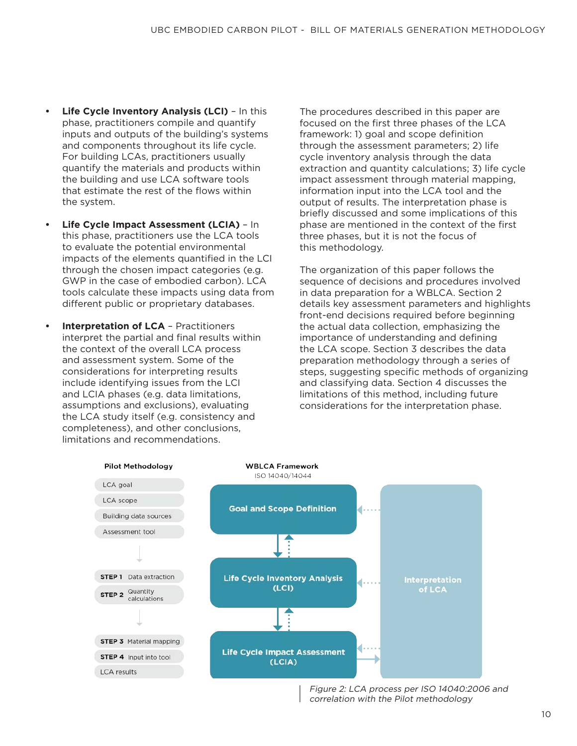- **Life Cycle Inventory Analysis (LCI)** – In this phase, practitioners compile and quantify inputs and outputs of the building's systems and components throughout its life cycle. For building LCAs, practitioners usually quantify the materials and products within the building and use LCA software tools that estimate the rest of the flows within the system.

- **Life Cycle Impact Assessment (LCIA)** – In this phase, practitioners use the LCA tools to evaluate the potential environmental impacts of the elements quantified in the LCI through the chosen impact categories (e.g. GWP in the case of embodied carbon). LCA tools calculate these impacts using data from different public or proprietary databases.

- **Interpretation of LCA** – Practitioners interpret the partial and final results within the context of the overall LCA process and assessment system. Some of the considerations for interpreting results include identifying issues from the LCI and LCIA phases (e.g. data limitations, assumptions and exclusions), evaluating the LCA study itself (e.g. consistency and completeness), and other conclusions, limitations and recommendations.

The procedures described in this paper are focused on the first three phases of the LCA framework: 1) goal and scope definition through the assessment parameters; 2) life cycle inventory analysis through the data extraction and quantity calculations; 3) life cycle impact assessment through material mapping, information input into the LCA tool and the output of results. The interpretation phase is briefly discussed and some implications of this phase are mentioned in the context of the first three phases, but it is not the focus of this methodology.

The organization of this paper follows the sequence of decisions and procedures involved in data preparation for a WBLCA. Section 2 details key assessment parameters and highlights front-end decisions required before beginning the actual data collection, emphasizing the importance of understanding and defining the LCA scope. Section 3 describes the data preparation methodology through a series of steps, suggesting specific methods of organizing and classifying data. Section 4 discusses the limitations of this method, including future considerations for the interpretation phase.

| Pilot Methodology | WBLCA Framework (ISO 14040/14044) | |
|---|---|---|
| LCA goal; LCA scope; Building data sources; Assessment tool | Goal and Scope Definition | Interpretation of LCA |
| STEP 1 Data extraction; STEP 2 Quantity calculations | Life Cycle Inventory Analysis (LCI) | |
| STEP 3 Material mapping; STEP 4 Input into tool; LCA results | Life Cycle Impact Assessment (LCIA) | |

*Figure 2: LCA process per ISO 14040:2006 and correlation with the Pilot methodology*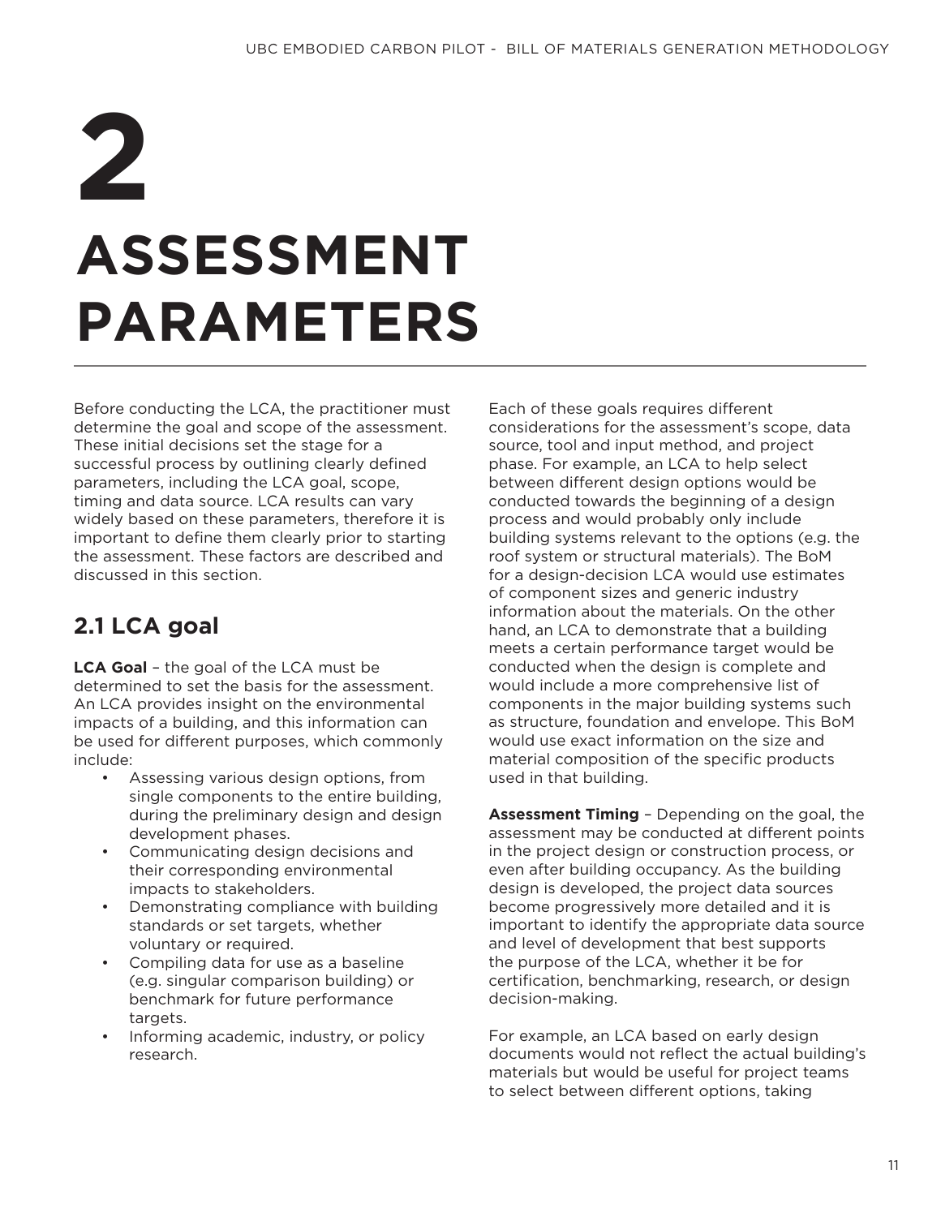# 2 ASSESSMENT PARAMETERS

Before conducting the LCA, the practitioner must determine the goal and scope of the assessment. These initial decisions set the stage for a successful process by outlining clearly defined parameters, including the LCA goal, scope, timing and data source. LCA results can vary widely based on these parameters, therefore it is important to define them clearly prior to starting the assessment. These factors are described and discussed in this section.

## 2.1 LCA goal

**LCA Goal** – the goal of the LCA must be determined to set the basis for the assessment. An LCA provides insight on the environmental impacts of a building, and this information can be used for different purposes, which commonly include:

- Assessing various design options, from single components to the entire building, during the preliminary design and design development phases.
- Communicating design decisions and their corresponding environmental impacts to stakeholders.
- Demonstrating compliance with building standards or set targets, whether voluntary or required.
- Compiling data for use as a baseline (e.g. singular comparison building) or benchmark for future performance targets.
- Informing academic, industry, or policy research.

Each of these goals requires different considerations for the assessment's scope, data source, tool and input method, and project phase. For example, an LCA to help select between different design options would be conducted towards the beginning of a design process and would probably only include building systems relevant to the options (e.g. the roof system or structural materials). The BoM for a design-decision LCA would use estimates of component sizes and generic industry information about the materials. On the other hand, an LCA to demonstrate that a building meets a certain performance target would be conducted when the design is complete and would include a more comprehensive list of components in the major building systems such as structure, foundation and envelope. This BoM would use exact information on the size and material composition of the specific products used in that building.

**Assessment Timing** – Depending on the goal, the assessment may be conducted at different points in the project design or construction process, or even after building occupancy. As the building design is developed, the project data sources become progressively more detailed and it is important to identify the appropriate data source and level of development that best supports the purpose of the LCA, whether it be for certification, benchmarking, research, or design decision-making.

For example, an LCA based on early design documents would not reflect the actual building's materials but would be useful for project teams to select between different options, taking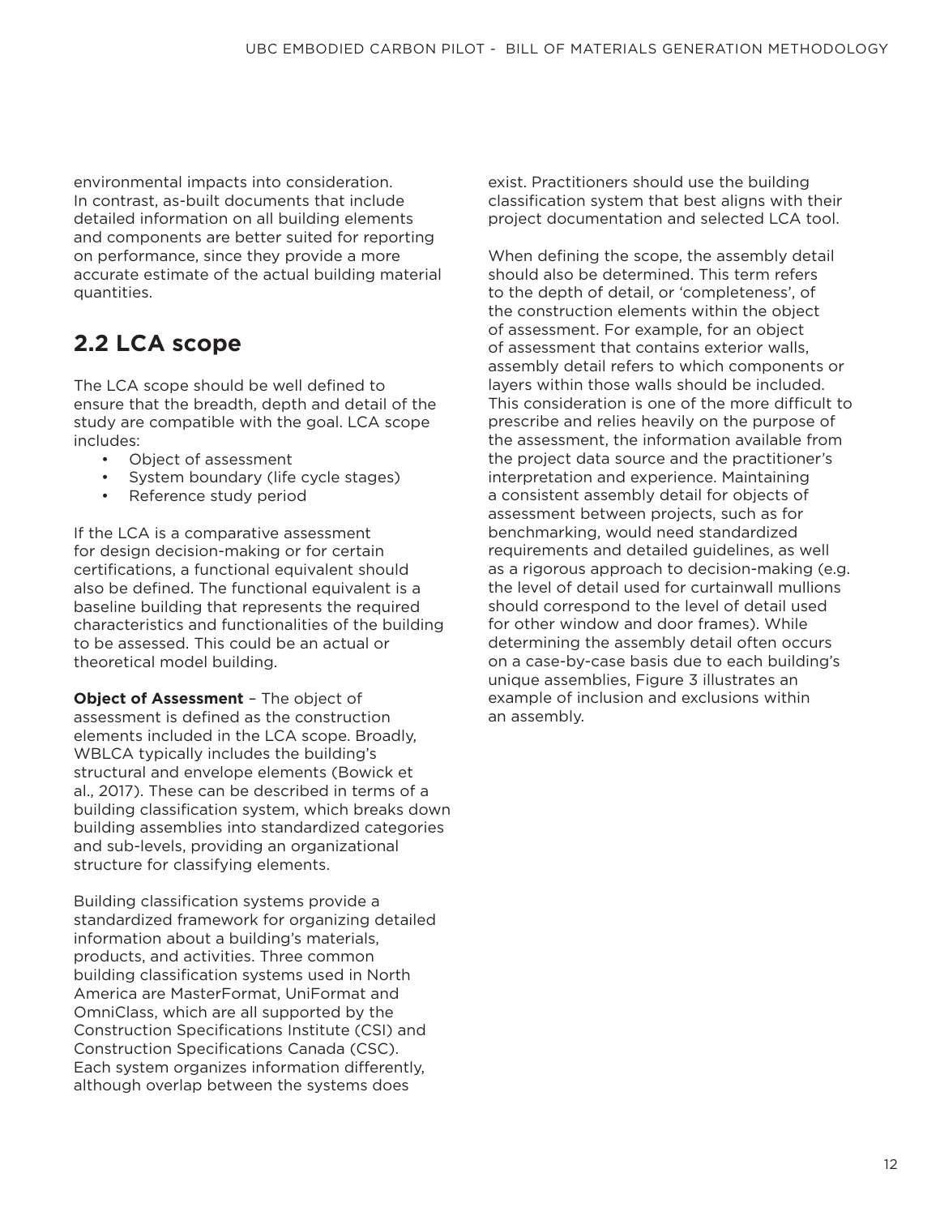environmental impacts into consideration. In contrast, as-built documents that include detailed information on all building elements and components are better suited for reporting on performance, since they provide a more accurate estimate of the actual building material quantities.

## 2.2 LCA scope

The LCA scope should be well defined to ensure that the breadth, depth and detail of the study are compatible with the goal. LCA scope includes:

- Object of assessment
- System boundary (life cycle stages)
- Reference study period

If the LCA is a comparative assessment for design decision-making or for certain certifications, a functional equivalent should also be defined. The functional equivalent is a baseline building that represents the required characteristics and functionalities of the building to be assessed. This could be an actual or theoretical model building.

**Object of Assessment** – The object of assessment is defined as the construction elements included in the LCA scope. Broadly, WBLCA typically includes the building's structural and envelope elements (Bowick et al., 2017). These can be described in terms of a building classification system, which breaks down building assemblies into standardized categories and sub-levels, providing an organizational structure for classifying elements.

Building classification systems provide a standardized framework for organizing detailed information about a building's materials, products, and activities. Three common building classification systems used in North America are MasterFormat, UniFormat and OmniClass, which are all supported by the Construction Specifications Institute (CSI) and Construction Specifications Canada (CSC). Each system organizes information differently, although overlap between the systems does exist. Practitioners should use the building classification system that best aligns with their project documentation and selected LCA tool.

When defining the scope, the assembly detail should also be determined. This term refers to the depth of detail, or 'completeness', of the construction elements within the object of assessment. For example, for an object of assessment that contains exterior walls, assembly detail refers to which components or layers within those walls should be included. This consideration is one of the more difficult to prescribe and relies heavily on the purpose of the assessment, the information available from the project data source and the practitioner's interpretation and experience. Maintaining a consistent assembly detail for objects of assessment between projects, such as for benchmarking, would need standardized requirements and detailed guidelines, as well as a rigorous approach to decision-making (e.g. the level of detail used for curtainwall mullions should correspond to the level of detail used for other window and door frames). While determining the assembly detail often occurs on a case-by-case basis due to each building's unique assemblies, Figure 3 illustrates an example of inclusion and exclusions within an assembly.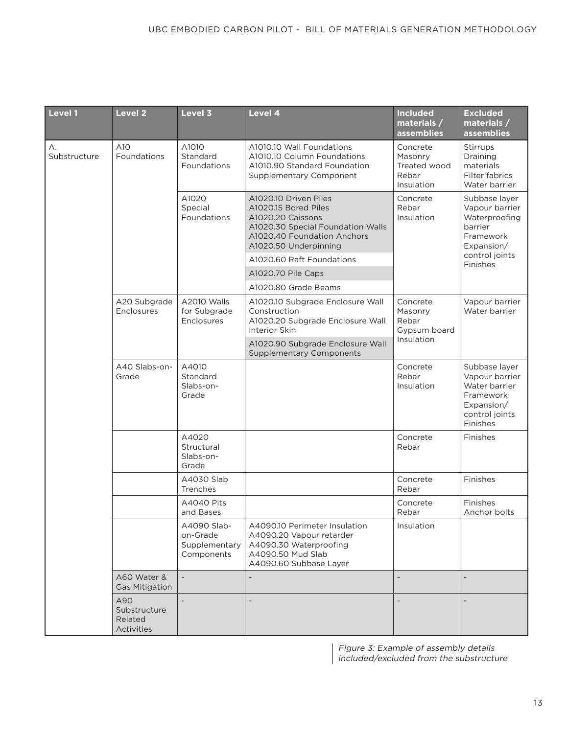| Level 1 | Level 2 | Level 3 | Level 4 | Included materials / assemblies | Excluded materials / assemblies |
|---|---|---|---|---|---|
| A. Substructure | A10 Foundations | A1010 Standard Foundations | A1010.10 Wall Foundations<br>A1010.10 Column Foundations<br>A1010.90 Standard Foundation Supplementary Component | Concrete<br>Masonry<br>Treated wood<br>Rebar<br>Insulation | Stirrups<br>Draining materials<br>Filter fabrics<br>Water barrier |
| | | A1020 Special Foundations | A1020.10 Driven Piles<br>A1020.15 Bored Piles<br>A1020.20 Caissons<br>A1020.30 Special Foundation Walls<br>A1020.40 Foundation Anchors<br>A1020.50 Underpinning | Concrete<br>Rebar<br>Insulation | Subbase layer<br>Vapour barrier<br>Waterproofing barrier<br>Framework<br>Expansion/ control joints<br>Finishes |
| | | | A1020.60 Raft Foundations | | |
| | | | A1020.70 Pile Caps | | |
| | | | A1020.80 Grade Beams | | |
| | A20 Subgrade Enclosures | A2010 Walls for Subgrade Enclosures | A1020.10 Subgrade Enclosure Wall Construction<br>A1020.20 Subgrade Enclosure Wall Interior Skin | Concrete<br>Masonry<br>Rebar<br>Gypsum board<br>Insulation | Vapour barrier<br>Water barrier |
| | | | A1020.90 Subgrade Enclosure Wall Supplementary Components | | |
| | A40 Slabs-on-Grade | A4010 Standard Slabs-on-Grade | | Concrete<br>Rebar<br>Insulation | Subbase layer<br>Vapour barrier<br>Water barrier<br>Framework<br>Expansion/ control joints<br>Finishes |
| | | A4020 Structural Slabs-on-Grade | | Concrete<br>Rebar | Finishes |
| | | A4030 Slab Trenches | | Concrete<br>Rebar | Finishes |
| | | A4040 Pits and Bases | | Concrete<br>Rebar | Finishes<br>Anchor bolts |
| | | A4090 Slab-on-Grade Supplementary Components | A4090.10 Perimeter Insulation<br>A4090.20 Vapour retarder<br>A4090.30 Waterproofing<br>A4090.50 Mud Slab<br>A4090.60 Subbase Layer | Insulation | |
| | A60 Water & Gas Mitigation | - | - | - | - |
| | A90 Substructure Related Activities | - | - | - | - |

*Figure 3: Example of assembly details included/excluded from the substructure*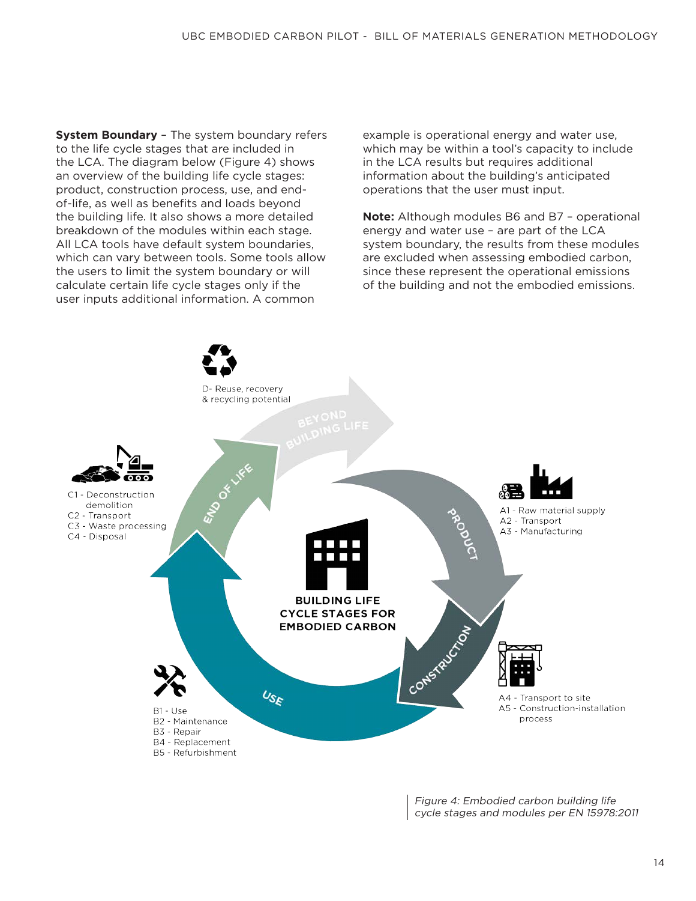**System Boundary** – The system boundary refers to the life cycle stages that are included in the LCA. The diagram below (Figure 4) shows an overview of the building life cycle stages: product, construction process, use, and end-of-life, as well as benefits and loads beyond the building life. It also shows a more detailed breakdown of the modules within each stage. All LCA tools have default system boundaries, which can vary between tools. Some tools allow the users to limit the system boundary or will calculate certain life cycle stages only if the user inputs additional information. A common example is operational energy and water use, which may be within a tool's capacity to include in the LCA results but requires additional information about the building's anticipated operations that the user must input.

**Note:** Although modules B6 and B7 – operational energy and water use – are part of the LCA system boundary, the results from these modules are excluded when assessing embodied carbon, since these represent the operational emissions of the building and not the embodied emissions.

BUILDING LIFE CYCLE STAGES FOR EMBODIED CARBON

PRODUCT
- A1 - Raw material supply
- A2 - Transport
- A3 - Manufacturing

CONSTRUCTION
- A4 - Transport to site
- A5 - Construction-installation process

USE
- B1 - Use
- B2 - Maintenance
- B3 - Repair
- B4 - Replacement
- B5 - Refurbishment

END OF LIFE
- C1 - Deconstruction demolition
- C2 - Transport
- C3 - Waste processing
- C4 - Disposal

BEYOND BUILDING LIFE
- D- Reuse, recovery & recycling potential

*Figure 4: Embodied carbon building life cycle stages and modules per EN 15978:2011*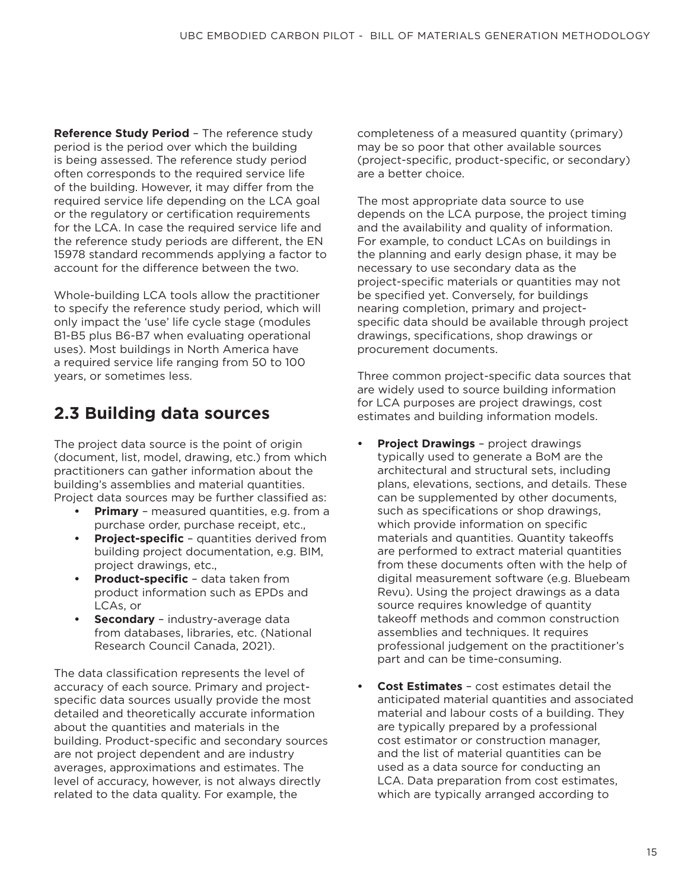**Reference Study Period** – The reference study period is the period over which the building is being assessed. The reference study period often corresponds to the required service life of the building. However, it may differ from the required service life depending on the LCA goal or the regulatory or certification requirements for the LCA. In case the required service life and the reference study periods are different, the EN 15978 standard recommends applying a factor to account for the difference between the two.

Whole-building LCA tools allow the practitioner to specify the reference study period, which will only impact the 'use' life cycle stage (modules B1-B5 plus B6-B7 when evaluating operational uses). Most buildings in North America have a required service life ranging from 50 to 100 years, or sometimes less.

## 2.3 Building data sources

The project data source is the point of origin (document, list, model, drawing, etc.) from which practitioners can gather information about the building's assemblies and material quantities. Project data sources may be further classified as:

- **Primary** – measured quantities, e.g. from a purchase order, purchase receipt, etc.,
- **Project-specific** – quantities derived from building project documentation, e.g. BIM, project drawings, etc.,
- **Product-specific** – data taken from product information such as EPDs and LCAs, or
- **Secondary** – industry-average data from databases, libraries, etc. (National Research Council Canada, 2021).

The data classification represents the level of accuracy of each source. Primary and project-specific data sources usually provide the most detailed and theoretically accurate information about the quantities and materials in the building. Product-specific and secondary sources are not project dependent and are industry averages, approximations and estimates. The level of accuracy, however, is not always directly related to the data quality. For example, the completeness of a measured quantity (primary) may be so poor that other available sources (project-specific, product-specific, or secondary) are a better choice.

The most appropriate data source to use depends on the LCA purpose, the project timing and the availability and quality of information. For example, to conduct LCAs on buildings in the planning and early design phase, it may be necessary to use secondary data as the project-specific materials or quantities may not be specified yet. Conversely, for buildings nearing completion, primary and project-specific data should be available through project drawings, specifications, shop drawings or procurement documents.

Three common project-specific data sources that are widely used to source building information for LCA purposes are project drawings, cost estimates and building information models.

- **Project Drawings** – project drawings typically used to generate a BoM are the architectural and structural sets, including plans, elevations, sections, and details. These can be supplemented by other documents, such as specifications or shop drawings, which provide information on specific materials and quantities. Quantity takeoffs are performed to extract material quantities from these documents often with the help of digital measurement software (e.g. Bluebeam Revu). Using the project drawings as a data source requires knowledge of quantity takeoff methods and common construction assemblies and techniques. It requires professional judgement on the practitioner's part and can be time-consuming.
- **Cost Estimates** – cost estimates detail the anticipated material quantities and associated material and labour costs of a building. They are typically prepared by a professional cost estimator or construction manager, and the list of material quantities can be used as a data source for conducting an LCA. Data preparation from cost estimates, which are typically arranged according to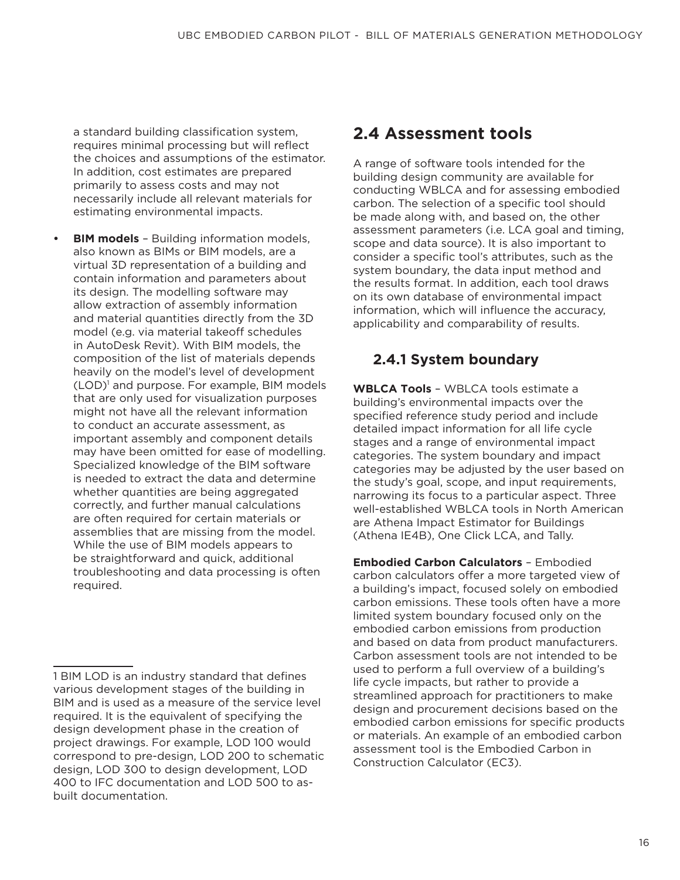a standard building classification system, requires minimal processing but will reflect the choices and assumptions of the estimator. In addition, cost estimates are prepared primarily to assess costs and may not necessarily include all relevant materials for estimating environmental impacts.

- **BIM models** – Building information models, also known as BIMs or BIM models, are a virtual 3D representation of a building and contain information and parameters about its design. The modelling software may allow extraction of assembly information and material quantities directly from the 3D model (e.g. via material takeoff schedules in AutoDesk Revit). With BIM models, the composition of the list of materials depends heavily on the model's level of development (LOD)[1] and purpose. For example, BIM models that are only used for visualization purposes might not have all the relevant information to conduct an accurate assessment, as important assembly and component details may have been omitted for ease of modelling. Specialized knowledge of the BIM software is needed to extract the data and determine whether quantities are being aggregated correctly, and further manual calculations are often required for certain materials or assemblies that are missing from the model. While the use of BIM models appears to be straightforward and quick, additional troubleshooting and data processing is often required.

## 2.4 Assessment tools

A range of software tools intended for the building design community are available for conducting WBLCA and for assessing embodied carbon. The selection of a specific tool should be made along with, and based on, the other assessment parameters (i.e. LCA goal and timing, scope and data source). It is also important to consider a specific tool's attributes, such as the system boundary, the data input method and the results format. In addition, each tool draws on its own database of environmental impact information, which will influence the accuracy, applicability and comparability of results.

### 2.4.1 System boundary

**WBLCA Tools** – WBLCA tools estimate a building's environmental impacts over the specified reference study period and include detailed impact information for all life cycle stages and a range of environmental impact categories. The system boundary and impact categories may be adjusted by the user based on the study's goal, scope, and input requirements, narrowing its focus to a particular aspect. Three well-established WBLCA tools in North American are Athena Impact Estimator for Buildings (Athena IE4B), One Click LCA, and Tally.

**Embodied Carbon Calculators** – Embodied carbon calculators offer a more targeted view of a building's impact, focused solely on embodied carbon emissions. These tools often have a more limited system boundary focused only on the embodied carbon emissions from production and based on data from product manufacturers. Carbon assessment tools are not intended to be used to perform a full overview of a building's life cycle impacts, but rather to provide a streamlined approach for practitioners to make design and procurement decisions based on the embodied carbon emissions for specific products or materials. An example of an embodied carbon assessment tool is the Embodied Carbon in Construction Calculator (EC3).

---

1 BIM LOD is an industry standard that defines various development stages of the building in BIM and is used as a measure of the service level required. It is the equivalent of specifying the design development phase in the creation of project drawings. For example, LOD 100 would correspond to pre-design, LOD 200 to schematic design, LOD 300 to design development, LOD 400 to IFC documentation and LOD 500 to as-built documentation.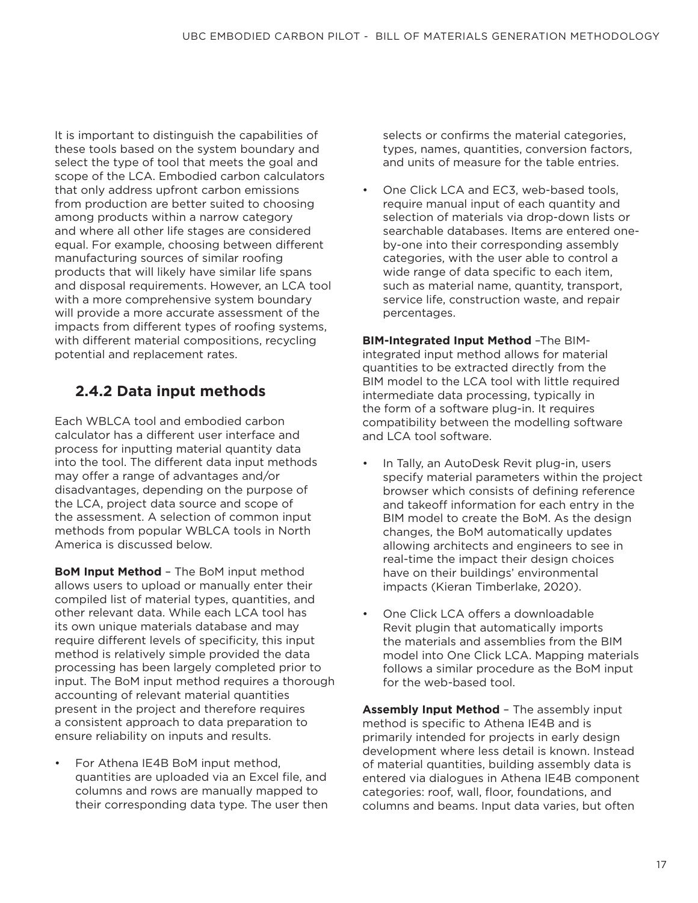It is important to distinguish the capabilities of these tools based on the system boundary and select the type of tool that meets the goal and scope of the LCA. Embodied carbon calculators that only address upfront carbon emissions from production are better suited to choosing among products within a narrow category and where all other life stages are considered equal. For example, choosing between different manufacturing sources of similar roofing products that will likely have similar life spans and disposal requirements. However, an LCA tool with a more comprehensive system boundary will provide a more accurate assessment of the impacts from different types of roofing systems, with different material compositions, recycling potential and replacement rates.

## 2.4.2 Data input methods

Each WBLCA tool and embodied carbon calculator has a different user interface and process for inputting material quantity data into the tool. The different data input methods may offer a range of advantages and/or disadvantages, depending on the purpose of the LCA, project data source and scope of the assessment. A selection of common input methods from popular WBLCA tools in North America is discussed below.

**BoM Input Method** – The BoM input method allows users to upload or manually enter their compiled list of material types, quantities, and other relevant data. While each LCA tool has its own unique materials database and may require different levels of specificity, this input method is relatively simple provided the data processing has been largely completed prior to input. The BoM input method requires a thorough accounting of relevant material quantities present in the project and therefore requires a consistent approach to data preparation to ensure reliability on inputs and results.

- For Athena IE4B BoM input method, quantities are uploaded via an Excel file, and columns and rows are manually mapped to their corresponding data type. The user then selects or confirms the material categories, types, names, quantities, conversion factors, and units of measure for the table entries.
- One Click LCA and EC3, web-based tools, require manual input of each quantity and selection of materials via drop-down lists or searchable databases. Items are entered one-by-one into their corresponding assembly categories, with the user able to control a wide range of data specific to each item, such as material name, quantity, transport, service life, construction waste, and repair percentages.

**BIM-Integrated Input Method** –The BIM-integrated input method allows for material quantities to be extracted directly from the BIM model to the LCA tool with little required intermediate data processing, typically in the form of a software plug-in. It requires compatibility between the modelling software and LCA tool software.

- In Tally, an AutoDesk Revit plug-in, users specify material parameters within the project browser which consists of defining reference and takeoff information for each entry in the BIM model to create the BoM. As the design changes, the BoM automatically updates allowing architects and engineers to see in real-time the impact their design choices have on their buildings' environmental impacts (Kieran Timberlake, 2020).
- One Click LCA offers a downloadable Revit plugin that automatically imports the materials and assemblies from the BIM model into One Click LCA. Mapping materials follows a similar procedure as the BoM input for the web-based tool.

**Assembly Input Method** – The assembly input method is specific to Athena IE4B and is primarily intended for projects in early design development where less detail is known. Instead of material quantities, building assembly data is entered via dialogues in Athena IE4B component categories: roof, wall, floor, foundations, and columns and beams. Input data varies, but often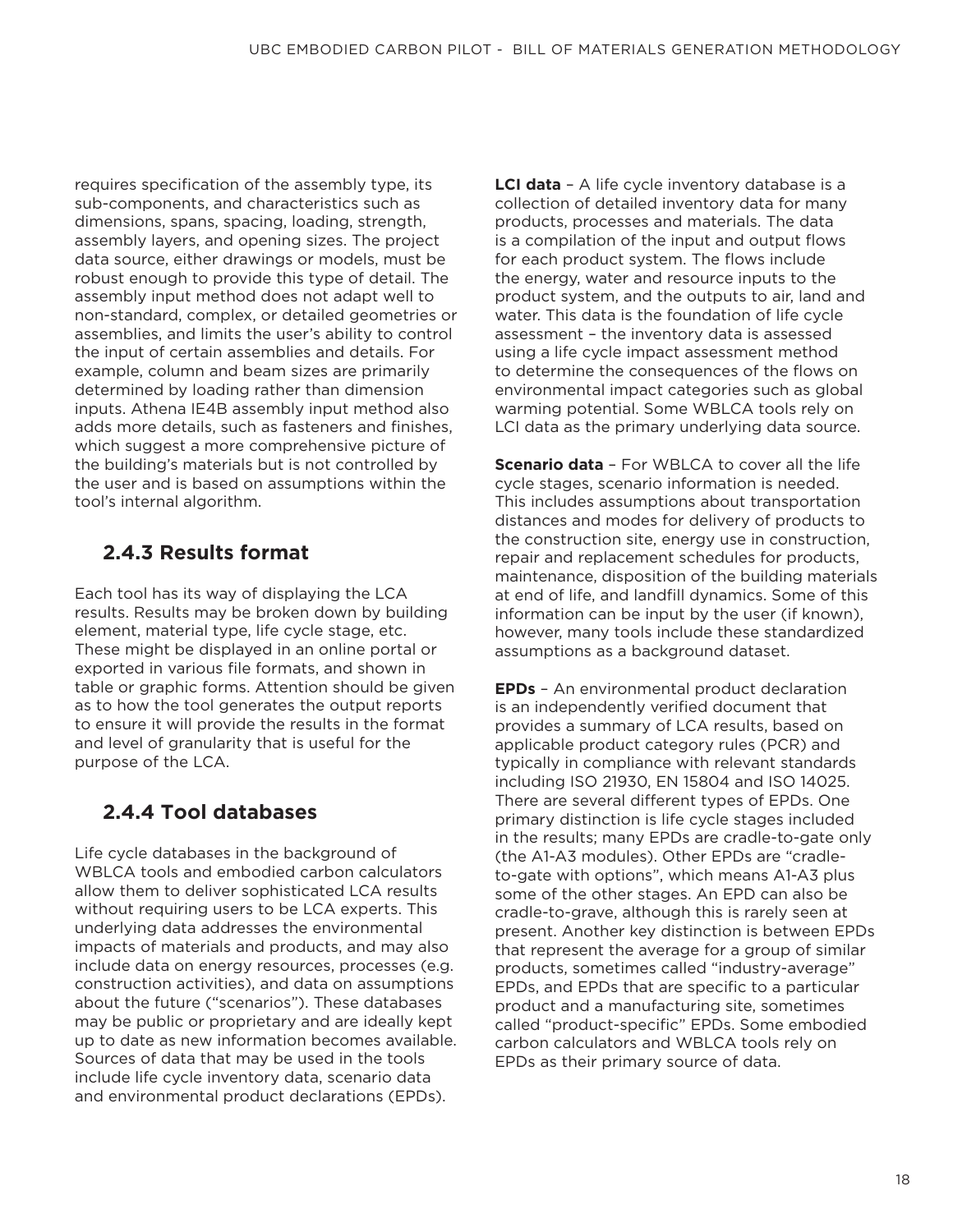requires specification of the assembly type, its sub-components, and characteristics such as dimensions, spans, spacing, loading, strength, assembly layers, and opening sizes. The project data source, either drawings or models, must be robust enough to provide this type of detail. The assembly input method does not adapt well to non-standard, complex, or detailed geometries or assemblies, and limits the user's ability to control the input of certain assemblies and details. For example, column and beam sizes are primarily determined by loading rather than dimension inputs. Athena IE4B assembly input method also adds more details, such as fasteners and finishes, which suggest a more comprehensive picture of the building's materials but is not controlled by the user and is based on assumptions within the tool's internal algorithm.

### 2.4.3 Results format

Each tool has its way of displaying the LCA results. Results may be broken down by building element, material type, life cycle stage, etc. These might be displayed in an online portal or exported in various file formats, and shown in table or graphic forms. Attention should be given as to how the tool generates the output reports to ensure it will provide the results in the format and level of granularity that is useful for the purpose of the LCA.

### 2.4.4 Tool databases

Life cycle databases in the background of WBLCA tools and embodied carbon calculators allow them to deliver sophisticated LCA results without requiring users to be LCA experts. This underlying data addresses the environmental impacts of materials and products, and may also include data on energy resources, processes (e.g. construction activities), and data on assumptions about the future ("scenarios"). These databases may be public or proprietary and are ideally kept up to date as new information becomes available. Sources of data that may be used in the tools include life cycle inventory data, scenario data and environmental product declarations (EPDs).

**LCI data** – A life cycle inventory database is a collection of detailed inventory data for many products, processes and materials. The data is a compilation of the input and output flows for each product system. The flows include the energy, water and resource inputs to the product system, and the outputs to air, land and water. This data is the foundation of life cycle assessment – the inventory data is assessed using a life cycle impact assessment method to determine the consequences of the flows on environmental impact categories such as global warming potential. Some WBLCA tools rely on LCI data as the primary underlying data source.

**Scenario data** – For WBLCA to cover all the life cycle stages, scenario information is needed. This includes assumptions about transportation distances and modes for delivery of products to the construction site, energy use in construction, repair and replacement schedules for products, maintenance, disposition of the building materials at end of life, and landfill dynamics. Some of this information can be input by the user (if known), however, many tools include these standardized assumptions as a background dataset.

**EPDs** – An environmental product declaration is an independently verified document that provides a summary of LCA results, based on applicable product category rules (PCR) and typically in compliance with relevant standards including ISO 21930, EN 15804 and ISO 14025. There are several different types of EPDs. One primary distinction is life cycle stages included in the results; many EPDs are cradle-to-gate only (the A1-A3 modules). Other EPDs are "cradle-to-gate with options", which means A1-A3 plus some of the other stages. An EPD can also be cradle-to-grave, although this is rarely seen at present. Another key distinction is between EPDs that represent the average for a group of similar products, sometimes called "industry-average" EPDs, and EPDs that are specific to a particular product and a manufacturing site, sometimes called "product-specific" EPDs. Some embodied carbon calculators and WBLCA tools rely on EPDs as their primary source of data.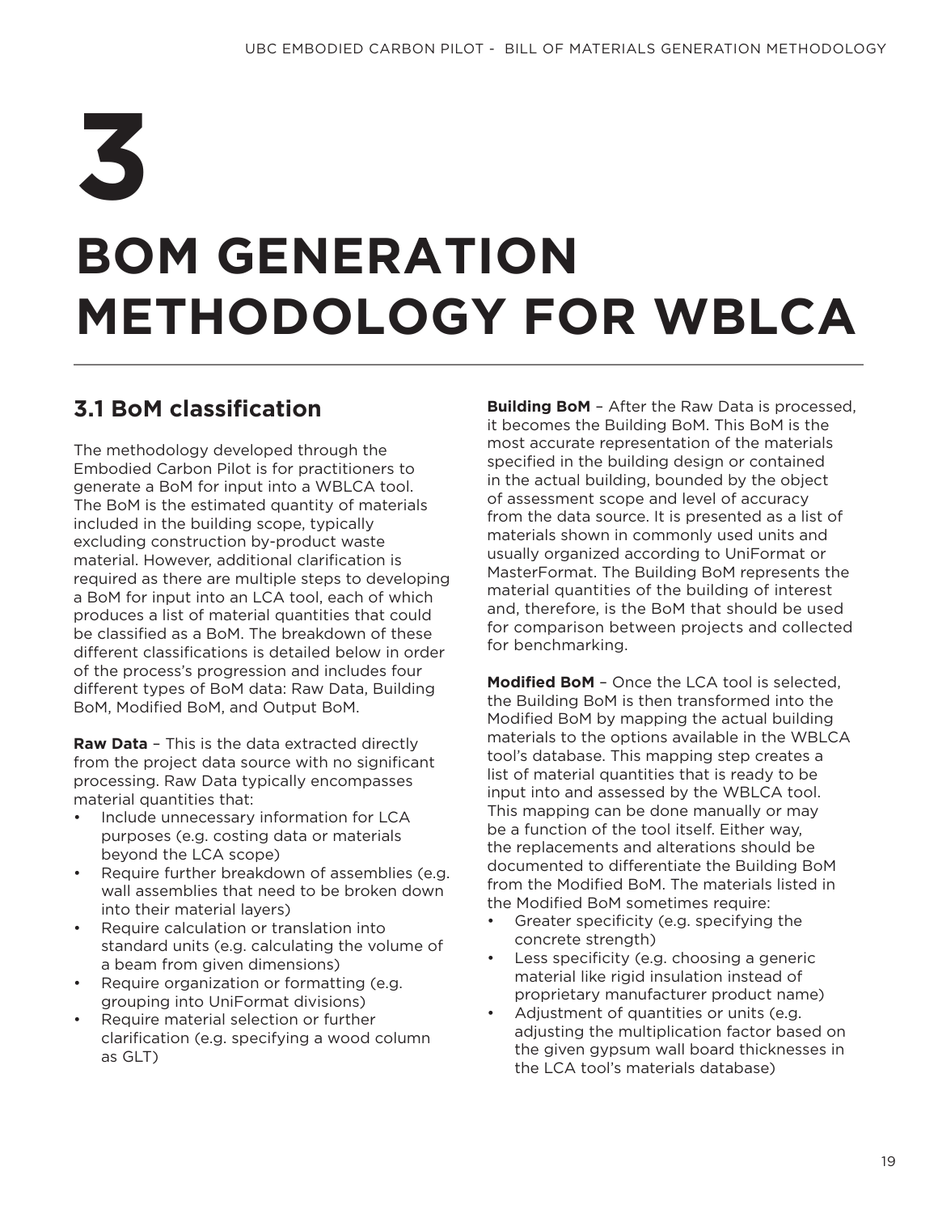# 3

# BOM GENERATION METHODOLOGY FOR WBLCA

## 3.1 BoM classification

The methodology developed through the Embodied Carbon Pilot is for practitioners to generate a BoM for input into a WBLCA tool. The BoM is the estimated quantity of materials included in the building scope, typically excluding construction by-product waste material. However, additional clarification is required as there are multiple steps to developing a BoM for input into an LCA tool, each of which produces a list of material quantities that could be classified as a BoM. The breakdown of these different classifications is detailed below in order of the process's progression and includes four different types of BoM data: Raw Data, Building BoM, Modified BoM, and Output BoM.

**Raw Data** – This is the data extracted directly from the project data source with no significant processing. Raw Data typically encompasses material quantities that:

- Include unnecessary information for LCA purposes (e.g. costing data or materials beyond the LCA scope)
- Require further breakdown of assemblies (e.g. wall assemblies that need to be broken down into their material layers)
- Require calculation or translation into standard units (e.g. calculating the volume of a beam from given dimensions)
- Require organization or formatting (e.g. grouping into UniFormat divisions)
- Require material selection or further clarification (e.g. specifying a wood column as GLT)

**Building BoM** – After the Raw Data is processed, it becomes the Building BoM. This BoM is the most accurate representation of the materials specified in the building design or contained in the actual building, bounded by the object of assessment scope and level of accuracy from the data source. It is presented as a list of materials shown in commonly used units and usually organized according to UniFormat or MasterFormat. The Building BoM represents the material quantities of the building of interest and, therefore, is the BoM that should be used for comparison between projects and collected for benchmarking.

**Modified BoM** – Once the LCA tool is selected, the Building BoM is then transformed into the Modified BoM by mapping the actual building materials to the options available in the WBLCA tool's database. This mapping step creates a list of material quantities that is ready to be input into and assessed by the WBLCA tool. This mapping can be done manually or may be a function of the tool itself. Either way, the replacements and alterations should be documented to differentiate the Building BoM from the Modified BoM. The materials listed in the Modified BoM sometimes require:

- Greater specificity (e.g. specifying the concrete strength)
- Less specificity (e.g. choosing a generic material like rigid insulation instead of proprietary manufacturer product name)
- Adjustment of quantities or units (e.g. adjusting the multiplication factor based on the given gypsum wall board thicknesses in the LCA tool's materials database)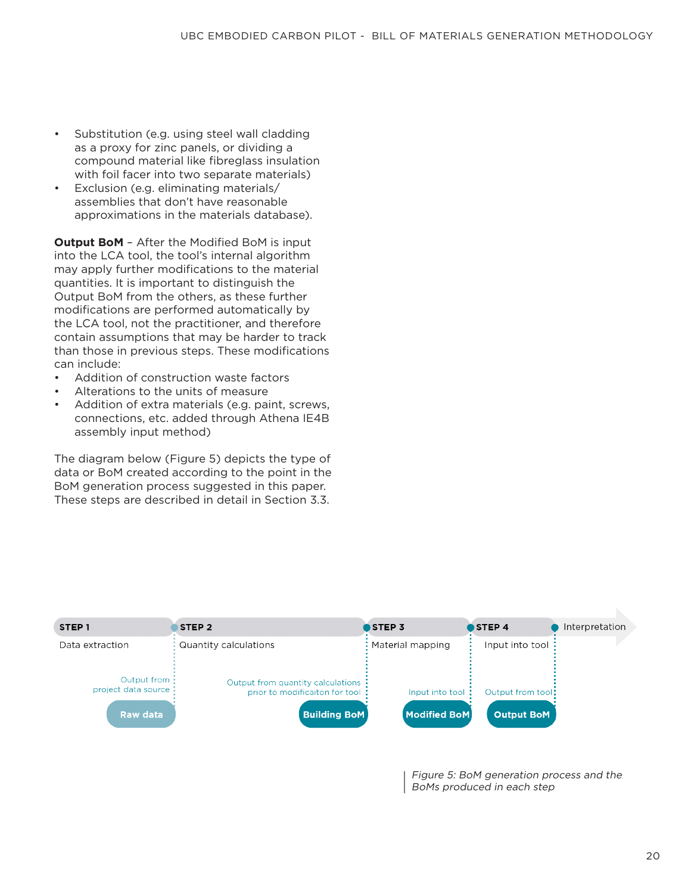- Substitution (e.g. using steel wall cladding as a proxy for zinc panels, or dividing a compound material like fibreglass insulation with foil facer into two separate materials)
- Exclusion (e.g. eliminating materials/assemblies that don't have reasonable approximations in the materials database).

**Output BoM** – After the Modified BoM is input into the LCA tool, the tool's internal algorithm may apply further modifications to the material quantities. It is important to distinguish the Output BoM from the others, as these further modifications are performed automatically by the LCA tool, not the practitioner, and therefore contain assumptions that may be harder to track than those in previous steps. These modifications can include:

- Addition of construction waste factors
- Alterations to the units of measure
- Addition of extra materials (e.g. paint, screws, connections, etc. added through Athena IE4B assembly input method)

The diagram below (Figure 5) depicts the type of data or BoM created according to the point in the BoM generation process suggested in this paper. These steps are described in detail in Section 3.3.

| STEP 1 | STEP 2 | STEP 3 | STEP 4 | Interpretation |
|---|---|---|---|---|
| Data extraction | Quantity calculations | Material mapping | Input into tool | |
| Output from project data source | Output from quantity calculations prior to modificaiton for tool | Input into tool | Output from tool | |
| Raw data | Building BoM | Modified BoM | Output BoM | |

*Figure 5: BoM generation process and the BoMs produced in each step*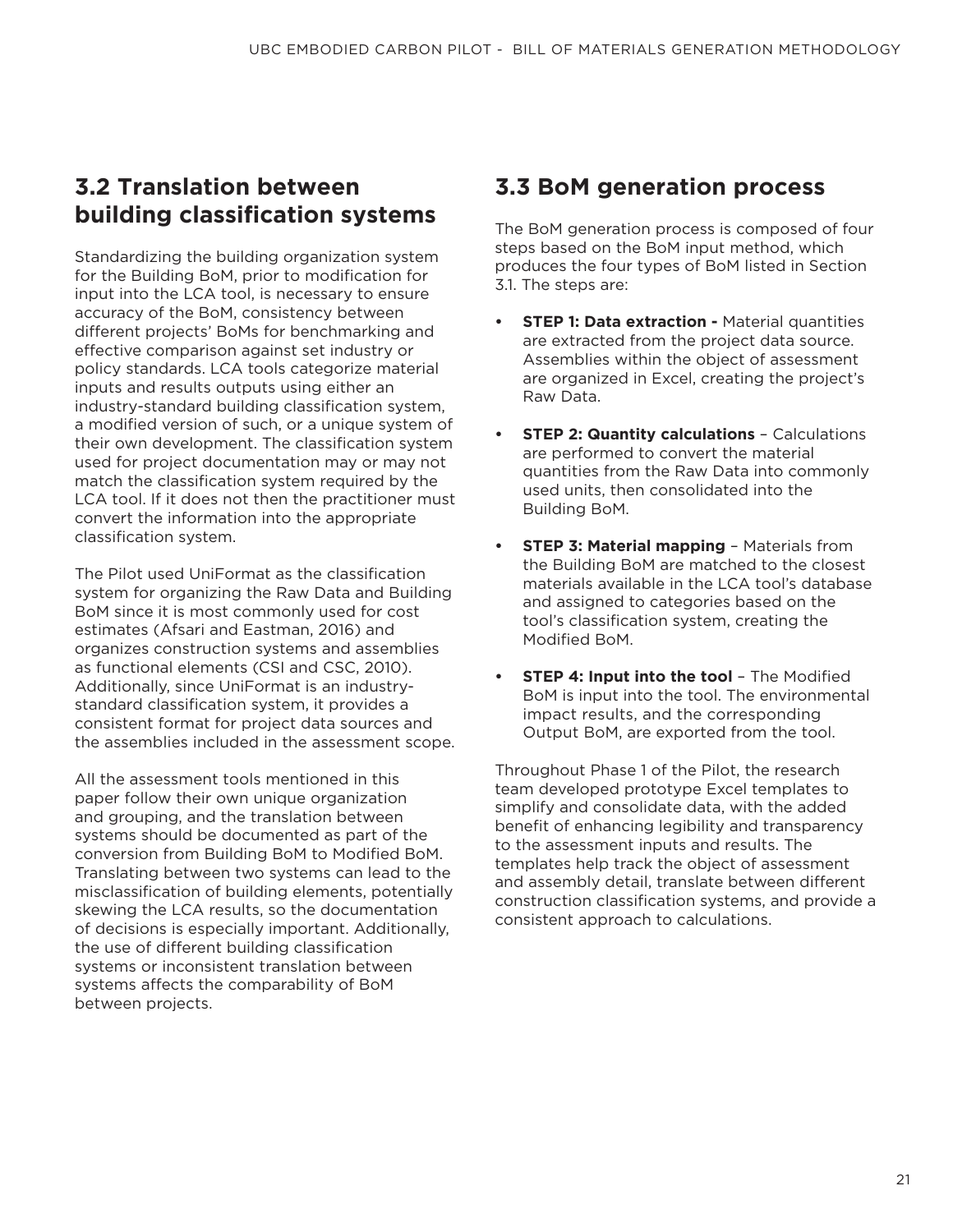## 3.2 Translation between building classification systems

Standardizing the building organization system for the Building BoM, prior to modification for input into the LCA tool, is necessary to ensure accuracy of the BoM, consistency between different projects' BoMs for benchmarking and effective comparison against set industry or policy standards. LCA tools categorize material inputs and results outputs using either an industry-standard building classification system, a modified version of such, or a unique system of their own development. The classification system used for project documentation may or may not match the classification system required by the LCA tool. If it does not then the practitioner must convert the information into the appropriate classification system.

The Pilot used UniFormat as the classification system for organizing the Raw Data and Building BoM since it is most commonly used for cost estimates (Afsari and Eastman, 2016) and organizes construction systems and assemblies as functional elements (CSI and CSC, 2010). Additionally, since UniFormat is an industry-standard classification system, it provides a consistent format for project data sources and the assemblies included in the assessment scope.

All the assessment tools mentioned in this paper follow their own unique organization and grouping, and the translation between systems should be documented as part of the conversion from Building BoM to Modified BoM. Translating between two systems can lead to the misclassification of building elements, potentially skewing the LCA results, so the documentation of decisions is especially important. Additionally, the use of different building classification systems or inconsistent translation between systems affects the comparability of BoM between projects.

## 3.3 BoM generation process

The BoM generation process is composed of four steps based on the BoM input method, which produces the four types of BoM listed in Section 3.1. The steps are:

- **STEP 1: Data extraction -** Material quantities are extracted from the project data source. Assemblies within the object of assessment are organized in Excel, creating the project's Raw Data.
- **STEP 2: Quantity calculations** – Calculations are performed to convert the material quantities from the Raw Data into commonly used units, then consolidated into the Building BoM.
- **STEP 3: Material mapping** – Materials from the Building BoM are matched to the closest materials available in the LCA tool's database and assigned to categories based on the tool's classification system, creating the Modified BoM.
- **STEP 4: Input into the tool** – The Modified BoM is input into the tool. The environmental impact results, and the corresponding Output BoM, are exported from the tool.

Throughout Phase 1 of the Pilot, the research team developed prototype Excel templates to simplify and consolidate data, with the added benefit of enhancing legibility and transparency to the assessment inputs and results. The templates help track the object of assessment and assembly detail, translate between different construction classification systems, and provide a consistent approach to calculations.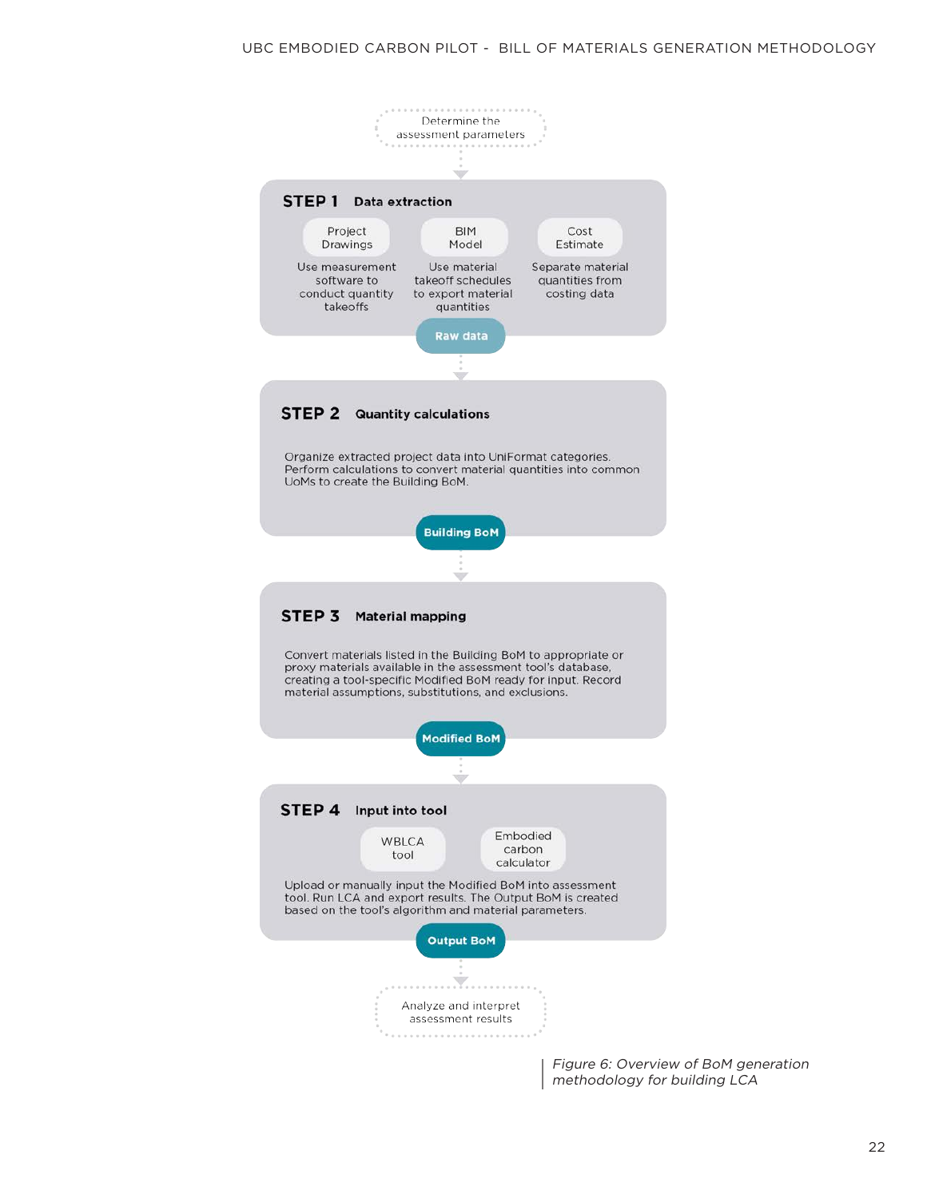Determine the assessment parameters

**STEP 1** **Data extraction**

- **Project Drawings** — Use measurement software to conduct quantity takeoffs
- **BIM Model** — Use material takeoff schedules to export material quantities
- **Cost Estimate** — Separate material quantities from costing data

**Raw data**

**STEP 2** **Quantity calculations**

Organize extracted project data into UniFormat categories. Perform calculations to convert material quantities into common UoMs to create the Building BoM.

**Building BoM**

**STEP 3** **Material mapping**

Convert materials listed in the Building BoM to appropriate or proxy materials available in the assessment tool's database, creating a tool-specific Modified BoM ready for input. Record material assumptions, substitutions, and exclusions.

**Modified BoM**

**STEP 4** **Input into tool**

- WBLCA tool
- Embodied carbon calculator

Upload or manually input the Modified BoM into assessment tool. Run LCA and export results. The Output BoM is created based on the tool's algorithm and material parameters.

**Output BoM**

Analyze and interpret assessment results

*Figure 6: Overview of BoM generation methodology for building LCA*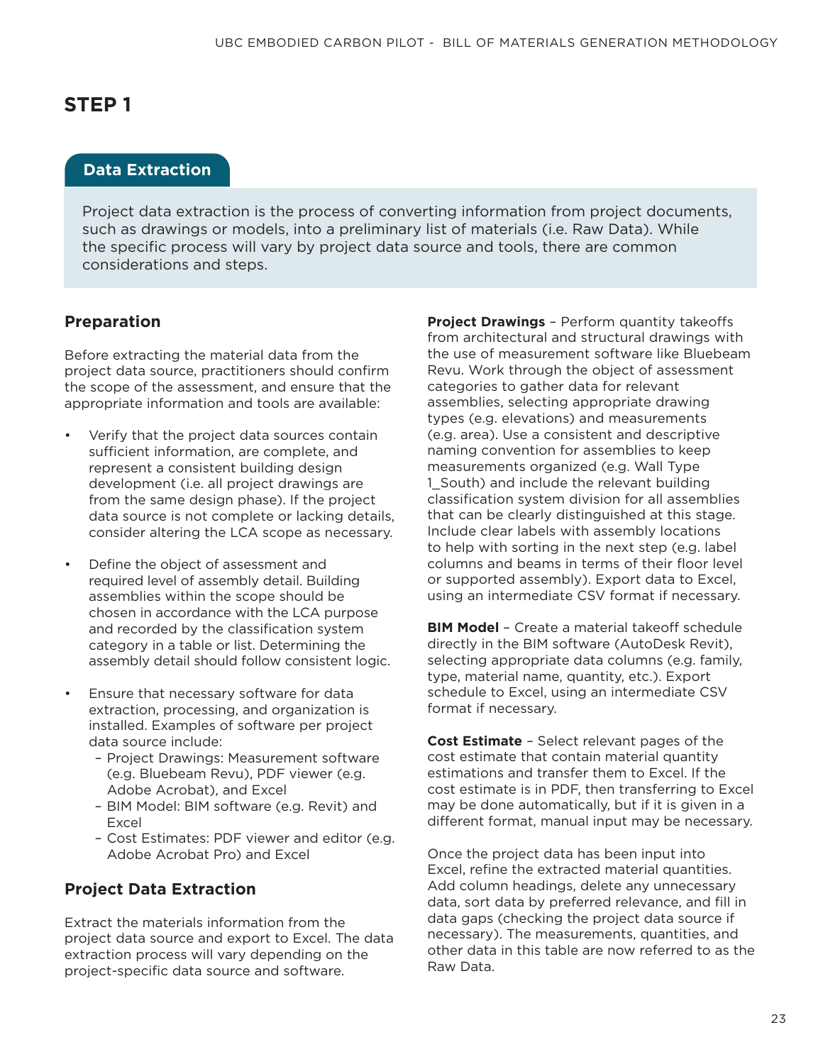# STEP 1

## Data Extraction

Project data extraction is the process of converting information from project documents, such as drawings or models, into a preliminary list of materials (i.e. Raw Data). While the specific process will vary by project data source and tools, there are common considerations and steps.

### Preparation

Before extracting the material data from the project data source, practitioners should confirm the scope of the assessment, and ensure that the appropriate information and tools are available:

- Verify that the project data sources contain sufficient information, are complete, and represent a consistent building design development (i.e. all project drawings are from the same design phase). If the project data source is not complete or lacking details, consider altering the LCA scope as necessary.
- Define the object of assessment and required level of assembly detail. Building assemblies within the scope should be chosen in accordance with the LCA purpose and recorded by the classification system category in a table or list. Determining the assembly detail should follow consistent logic.
- Ensure that necessary software for data extraction, processing, and organization is installed. Examples of software per project data source include:
  - Project Drawings: Measurement software (e.g. Bluebeam Revu), PDF viewer (e.g. Adobe Acrobat), and Excel
  - BIM Model: BIM software (e.g. Revit) and Excel
  - Cost Estimates: PDF viewer and editor (e.g. Adobe Acrobat Pro) and Excel

### Project Data Extraction

Extract the materials information from the project data source and export to Excel. The data extraction process will vary depending on the project-specific data source and software.

**Project Drawings** – Perform quantity takeoffs from architectural and structural drawings with the use of measurement software like Bluebeam Revu. Work through the object of assessment categories to gather data for relevant assemblies, selecting appropriate drawing types (e.g. elevations) and measurements (e.g. area). Use a consistent and descriptive naming convention for assemblies to keep measurements organized (e.g. Wall Type 1_South) and include the relevant building classification system division for all assemblies that can be clearly distinguished at this stage. Include clear labels with assembly locations to help with sorting in the next step (e.g. label columns and beams in terms of their floor level or supported assembly). Export data to Excel, using an intermediate CSV format if necessary.

**BIM Model** – Create a material takeoff schedule directly in the BIM software (AutoDesk Revit), selecting appropriate data columns (e.g. family, type, material name, quantity, etc.). Export schedule to Excel, using an intermediate CSV format if necessary.

**Cost Estimate** – Select relevant pages of the cost estimate that contain material quantity estimations and transfer them to Excel. If the cost estimate is in PDF, then transferring to Excel may be done automatically, but if it is given in a different format, manual input may be necessary.

Once the project data has been input into Excel, refine the extracted material quantities. Add column headings, delete any unnecessary data, sort data by preferred relevance, and fill in data gaps (checking the project data source if necessary). The measurements, quantities, and other data in this table are now referred to as the Raw Data.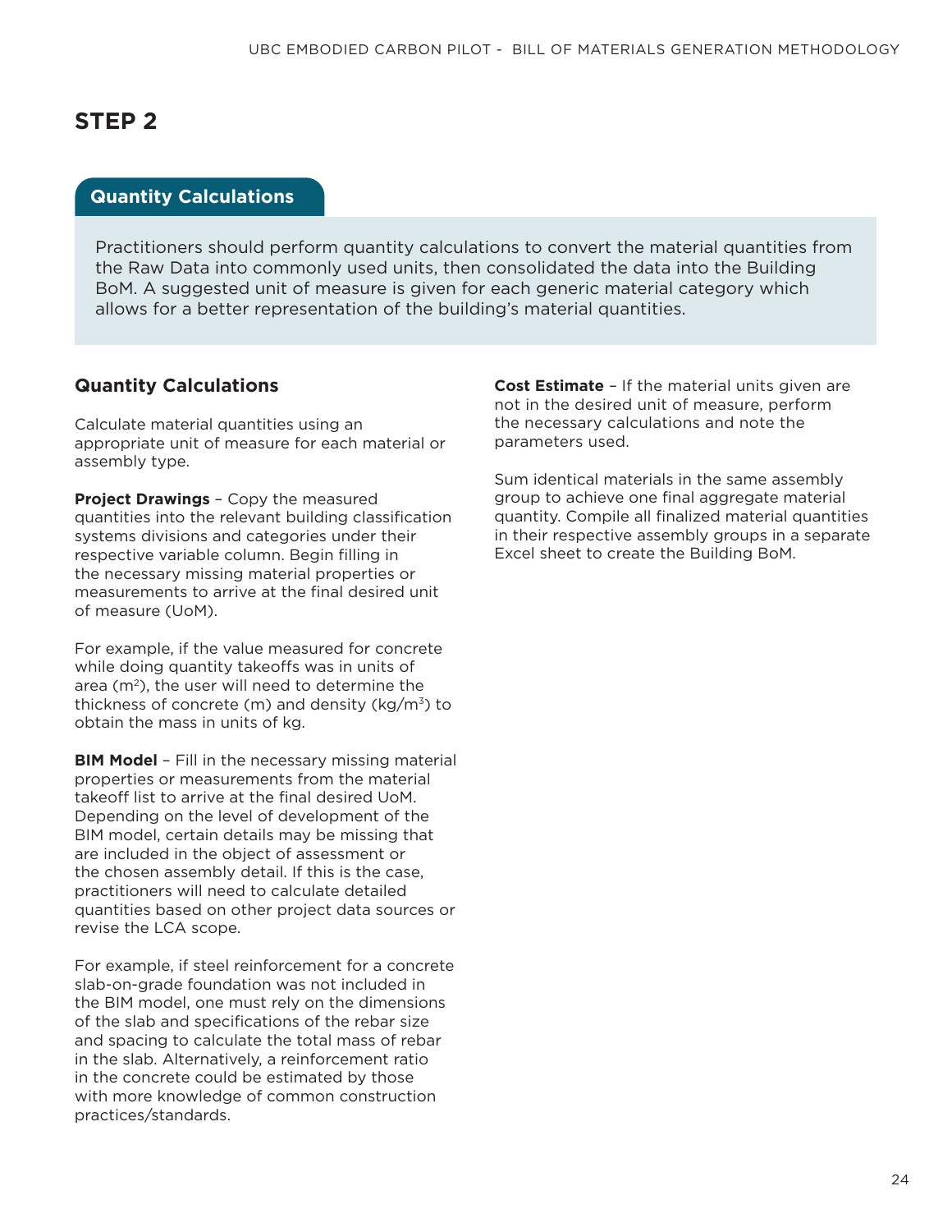# STEP 2

## Quantity Calculations

Practitioners should perform quantity calculations to convert the material quantities from the Raw Data into commonly used units, then consolidated the data into the Building BoM. A suggested unit of measure is given for each generic material category which allows for a better representation of the building's material quantities.

### Quantity Calculations

Calculate material quantities using an appropriate unit of measure for each material or assembly type.

**Project Drawings** – Copy the measured quantities into the relevant building classification systems divisions and categories under their respective variable column. Begin filling in the necessary missing material properties or measurements to arrive at the final desired unit of measure (UoM).

For example, if the value measured for concrete while doing quantity takeoffs was in units of area ($m^2$), the user will need to determine the thickness of concrete (m) and density ($kg/m^3$) to obtain the mass in units of kg.

**BIM Model** – Fill in the necessary missing material properties or measurements from the material takeoff list to arrive at the final desired UoM. Depending on the level of development of the BIM model, certain details may be missing that are included in the object of assessment or the chosen assembly detail. If this is the case, practitioners will need to calculate detailed quantities based on other project data sources or revise the LCA scope.

For example, if steel reinforcement for a concrete slab-on-grade foundation was not included in the BIM model, one must rely on the dimensions of the slab and specifications of the rebar size and spacing to calculate the total mass of rebar in the slab. Alternatively, a reinforcement ratio in the concrete could be estimated by those with more knowledge of common construction practices/standards.

**Cost Estimate** – If the material units given are not in the desired unit of measure, perform the necessary calculations and note the parameters used.

Sum identical materials in the same assembly group to achieve one final aggregate material quantity. Compile all finalized material quantities in their respective assembly groups in a separate Excel sheet to create the Building BoM.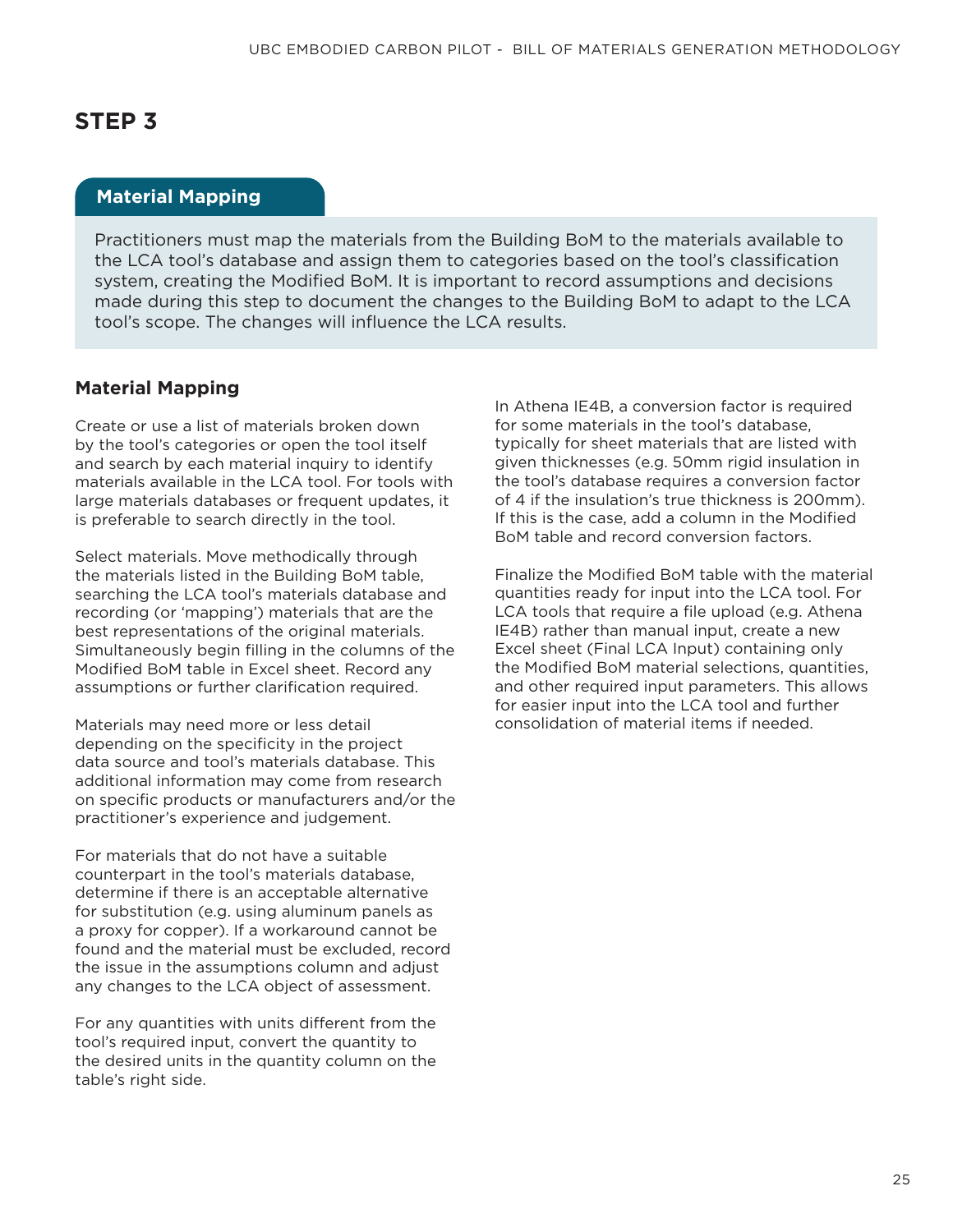## STEP 3

### Material Mapping

Practitioners must map the materials from the Building BoM to the materials available to the LCA tool's database and assign them to categories based on the tool's classification system, creating the Modified BoM. It is important to record assumptions and decisions made during this step to document the changes to the Building BoM to adapt to the LCA tool's scope. The changes will influence the LCA results.

### Material Mapping

Create or use a list of materials broken down by the tool's categories or open the tool itself and search by each material inquiry to identify materials available in the LCA tool. For tools with large materials databases or frequent updates, it is preferable to search directly in the tool.

Select materials. Move methodically through the materials listed in the Building BoM table, searching the LCA tool's materials database and recording (or 'mapping') materials that are the best representations of the original materials. Simultaneously begin filling in the columns of the Modified BoM table in Excel sheet. Record any assumptions or further clarification required.

Materials may need more or less detail depending on the specificity in the project data source and tool's materials database. This additional information may come from research on specific products or manufacturers and/or the practitioner's experience and judgement.

For materials that do not have a suitable counterpart in the tool's materials database, determine if there is an acceptable alternative for substitution (e.g. using aluminum panels as a proxy for copper). If a workaround cannot be found and the material must be excluded, record the issue in the assumptions column and adjust any changes to the LCA object of assessment.

For any quantities with units different from the tool's required input, convert the quantity to the desired units in the quantity column on the table's right side.

In Athena IE4B, a conversion factor is required for some materials in the tool's database, typically for sheet materials that are listed with given thicknesses (e.g. 50mm rigid insulation in the tool's database requires a conversion factor of 4 if the insulation's true thickness is 200mm). If this is the case, add a column in the Modified BoM table and record conversion factors.

Finalize the Modified BoM table with the material quantities ready for input into the LCA tool. For LCA tools that require a file upload (e.g. Athena IE4B) rather than manual input, create a new Excel sheet (Final LCA Input) containing only the Modified BoM material selections, quantities, and other required input parameters. This allows for easier input into the LCA tool and further consolidation of material items if needed.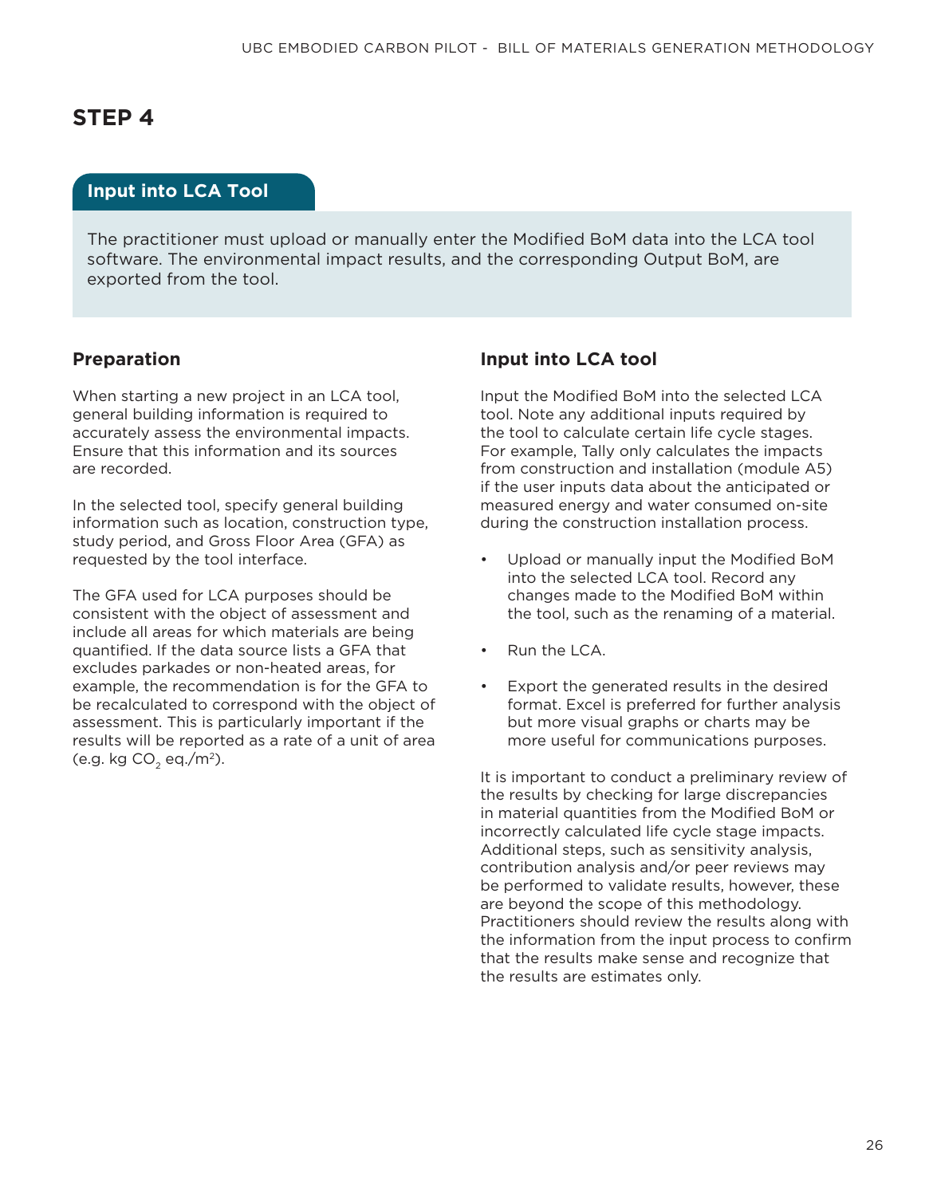# STEP 4

## Input into LCA Tool

The practitioner must upload or manually enter the Modified BoM data into the LCA tool software. The environmental impact results, and the corresponding Output BoM, are exported from the tool.

### Preparation

When starting a new project in an LCA tool, general building information is required to accurately assess the environmental impacts. Ensure that this information and its sources are recorded.

In the selected tool, specify general building information such as location, construction type, study period, and Gross Floor Area (GFA) as requested by the tool interface.

The GFA used for LCA purposes should be consistent with the object of assessment and include all areas for which materials are being quantified. If the data source lists a GFA that excludes parkades or non-heated areas, for example, the recommendation is for the GFA to be recalculated to correspond with the object of assessment. This is particularly important if the results will be reported as a rate of a unit of area (e.g. kg $CO_2$ eq./$m^2$).

### Input into LCA tool

Input the Modified BoM into the selected LCA tool. Note any additional inputs required by the tool to calculate certain life cycle stages. For example, Tally only calculates the impacts from construction and installation (module A5) if the user inputs data about the anticipated or measured energy and water consumed on-site during the construction installation process.

- Upload or manually input the Modified BoM into the selected LCA tool. Record any changes made to the Modified BoM within the tool, such as the renaming of a material.
- Run the LCA.
- Export the generated results in the desired format. Excel is preferred for further analysis but more visual graphs or charts may be more useful for communications purposes.

It is important to conduct a preliminary review of the results by checking for large discrepancies in material quantities from the Modified BoM or incorrectly calculated life cycle stage impacts. Additional steps, such as sensitivity analysis, contribution analysis and/or peer reviews may be performed to validate results, however, these are beyond the scope of this methodology. Practitioners should review the results along with the information from the input process to confirm that the results make sense and recognize that the results are estimates only.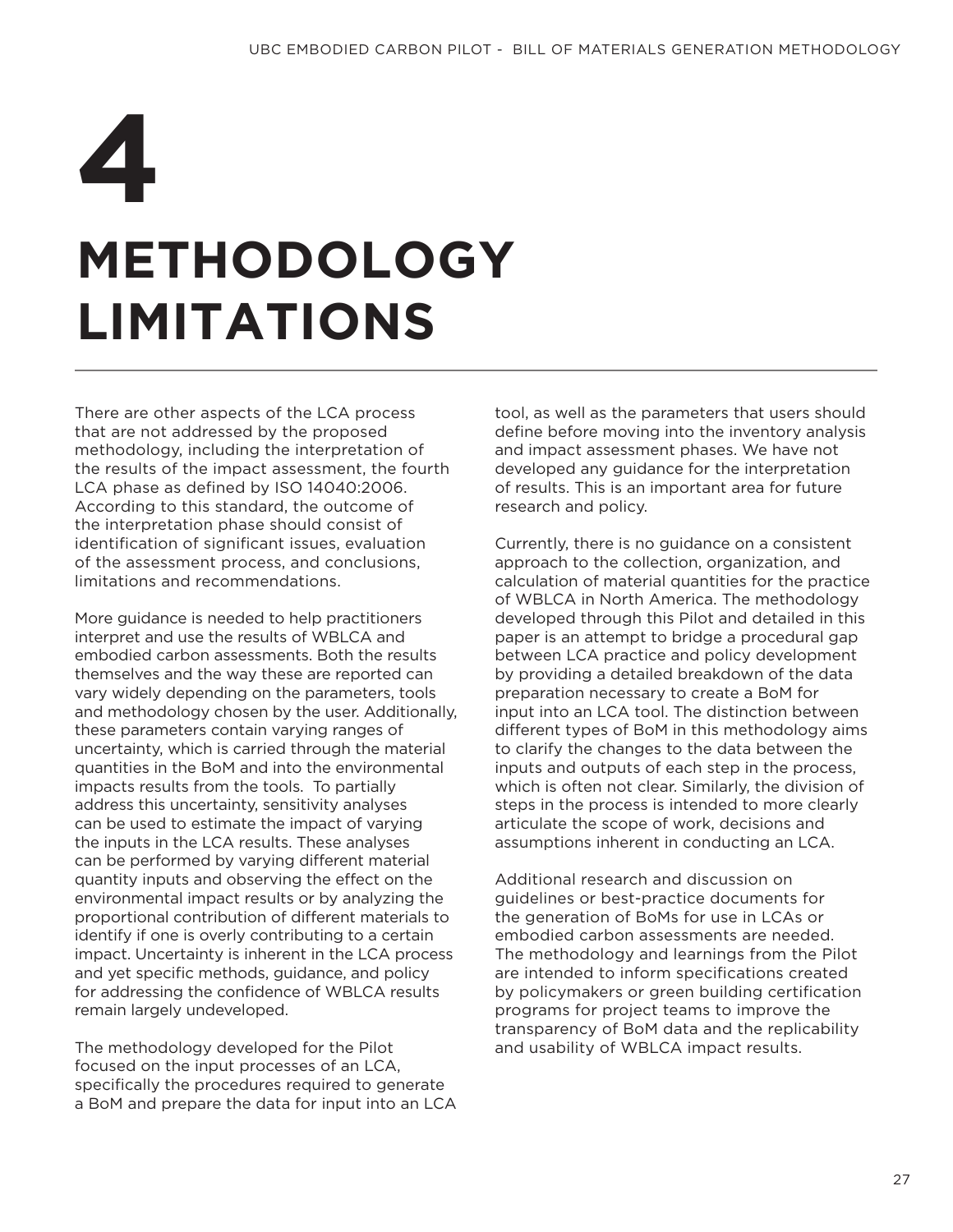# 4

# METHODOLOGY LIMITATIONS

There are other aspects of the LCA process that are not addressed by the proposed methodology, including the interpretation of the results of the impact assessment, the fourth LCA phase as defined by ISO 14040:2006. According to this standard, the outcome of the interpretation phase should consist of identification of significant issues, evaluation of the assessment process, and conclusions, limitations and recommendations.

More guidance is needed to help practitioners interpret and use the results of WBLCA and embodied carbon assessments. Both the results themselves and the way these are reported can vary widely depending on the parameters, tools and methodology chosen by the user. Additionally, these parameters contain varying ranges of uncertainty, which is carried through the material quantities in the BoM and into the environmental impacts results from the tools. To partially address this uncertainty, sensitivity analyses can be used to estimate the impact of varying the inputs in the LCA results. These analyses can be performed by varying different material quantity inputs and observing the effect on the environmental impact results or by analyzing the proportional contribution of different materials to identify if one is overly contributing to a certain impact. Uncertainty is inherent in the LCA process and yet specific methods, guidance, and policy for addressing the confidence of WBLCA results remain largely undeveloped.

The methodology developed for the Pilot focused on the input processes of an LCA, specifically the procedures required to generate a BoM and prepare the data for input into an LCA tool, as well as the parameters that users should define before moving into the inventory analysis and impact assessment phases. We have not developed any guidance for the interpretation of results. This is an important area for future research and policy.

Currently, there is no guidance on a consistent approach to the collection, organization, and calculation of material quantities for the practice of WBLCA in North America. The methodology developed through this Pilot and detailed in this paper is an attempt to bridge a procedural gap between LCA practice and policy development by providing a detailed breakdown of the data preparation necessary to create a BoM for input into an LCA tool. The distinction between different types of BoM in this methodology aims to clarify the changes to the data between the inputs and outputs of each step in the process, which is often not clear. Similarly, the division of steps in the process is intended to more clearly articulate the scope of work, decisions and assumptions inherent in conducting an LCA.

Additional research and discussion on guidelines or best-practice documents for the generation of BoMs for use in LCAs or embodied carbon assessments are needed. The methodology and learnings from the Pilot are intended to inform specifications created by policymakers or green building certification programs for project teams to improve the transparency of BoM data and the replicability and usability of WBLCA impact results.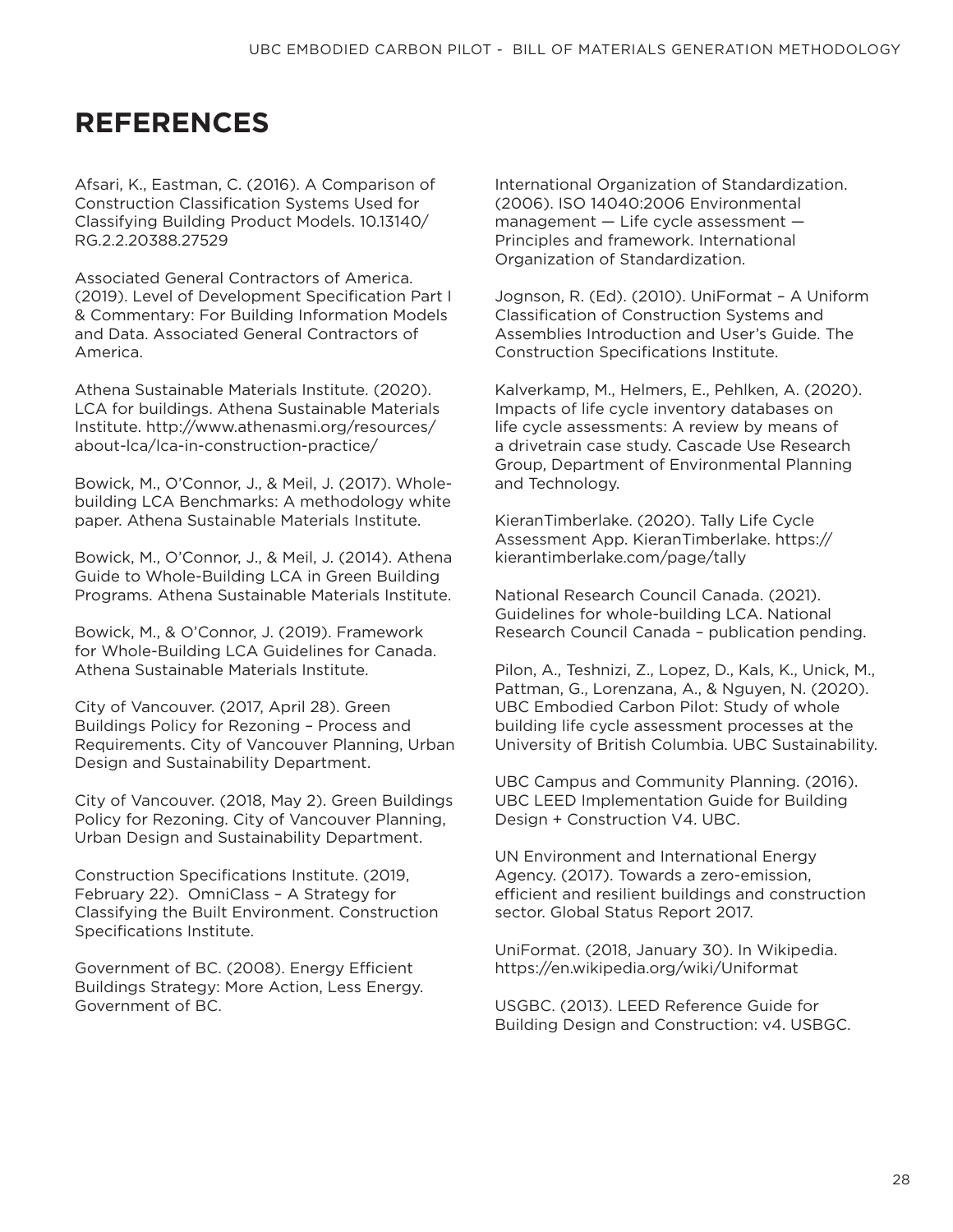# REFERENCES

Afsari, K., Eastman, C. (2016). A Comparison of Construction Classification Systems Used for Classifying Building Product Models. 10.13140/RG.2.2.20388.27529

Associated General Contractors of America. (2019). Level of Development Specification Part I & Commentary: For Building Information Models and Data. Associated General Contractors of America.

Athena Sustainable Materials Institute. (2020). LCA for buildings. Athena Sustainable Materials Institute. http://www.athenasmi.org/resources/about-lca/lca-in-construction-practice/

Bowick, M., O'Connor, J., & Meil, J. (2017). Whole-building LCA Benchmarks: A methodology white paper. Athena Sustainable Materials Institute.

Bowick, M., O'Connor, J., & Meil, J. (2014). Athena Guide to Whole-Building LCA in Green Building Programs. Athena Sustainable Materials Institute.

Bowick, M., & O'Connor, J. (2019). Framework for Whole-Building LCA Guidelines for Canada. Athena Sustainable Materials Institute.

City of Vancouver. (2017, April 28). Green Buildings Policy for Rezoning – Process and Requirements. City of Vancouver Planning, Urban Design and Sustainability Department.

City of Vancouver. (2018, May 2). Green Buildings Policy for Rezoning. City of Vancouver Planning, Urban Design and Sustainability Department.

Construction Specifications Institute. (2019, February 22). OmniClass – A Strategy for Classifying the Built Environment. Construction Specifications Institute.

Government of BC. (2008). Energy Efficient Buildings Strategy: More Action, Less Energy. Government of BC.

International Organization of Standardization. (2006). ISO 14040:2006 Environmental management — Life cycle assessment — Principles and framework. International Organization of Standardization.

Jognson, R. (Ed). (2010). UniFormat – A Uniform Classification of Construction Systems and Assemblies Introduction and User's Guide. The Construction Specifications Institute.

Kalverkamp, M., Helmers, E., Pehlken, A. (2020). Impacts of life cycle inventory databases on life cycle assessments: A review by means of a drivetrain case study. Cascade Use Research Group, Department of Environmental Planning and Technology.

KieranTimberlake. (2020). Tally Life Cycle Assessment App. KieranTimberlake. https://kierantimberlake.com/page/tally

National Research Council Canada. (2021). Guidelines for whole-building LCA. National Research Council Canada – publication pending.

Pilon, A., Teshnizi, Z., Lopez, D., Kals, K., Unick, M., Pattman, G., Lorenzana, A., & Nguyen, N. (2020). UBC Embodied Carbon Pilot: Study of whole building life cycle assessment processes at the University of British Columbia. UBC Sustainability.

UBC Campus and Community Planning. (2016). UBC LEED Implementation Guide for Building Design + Construction V4. UBC.

UN Environment and International Energy Agency. (2017). Towards a zero-emission, efficient and resilient buildings and construction sector. Global Status Report 2017.

UniFormat. (2018, January 30). In Wikipedia. https://en.wikipedia.org/wiki/Uniformat

USGBC. (2013). LEED Reference Guide for Building Design and Construction: v4. USBGC.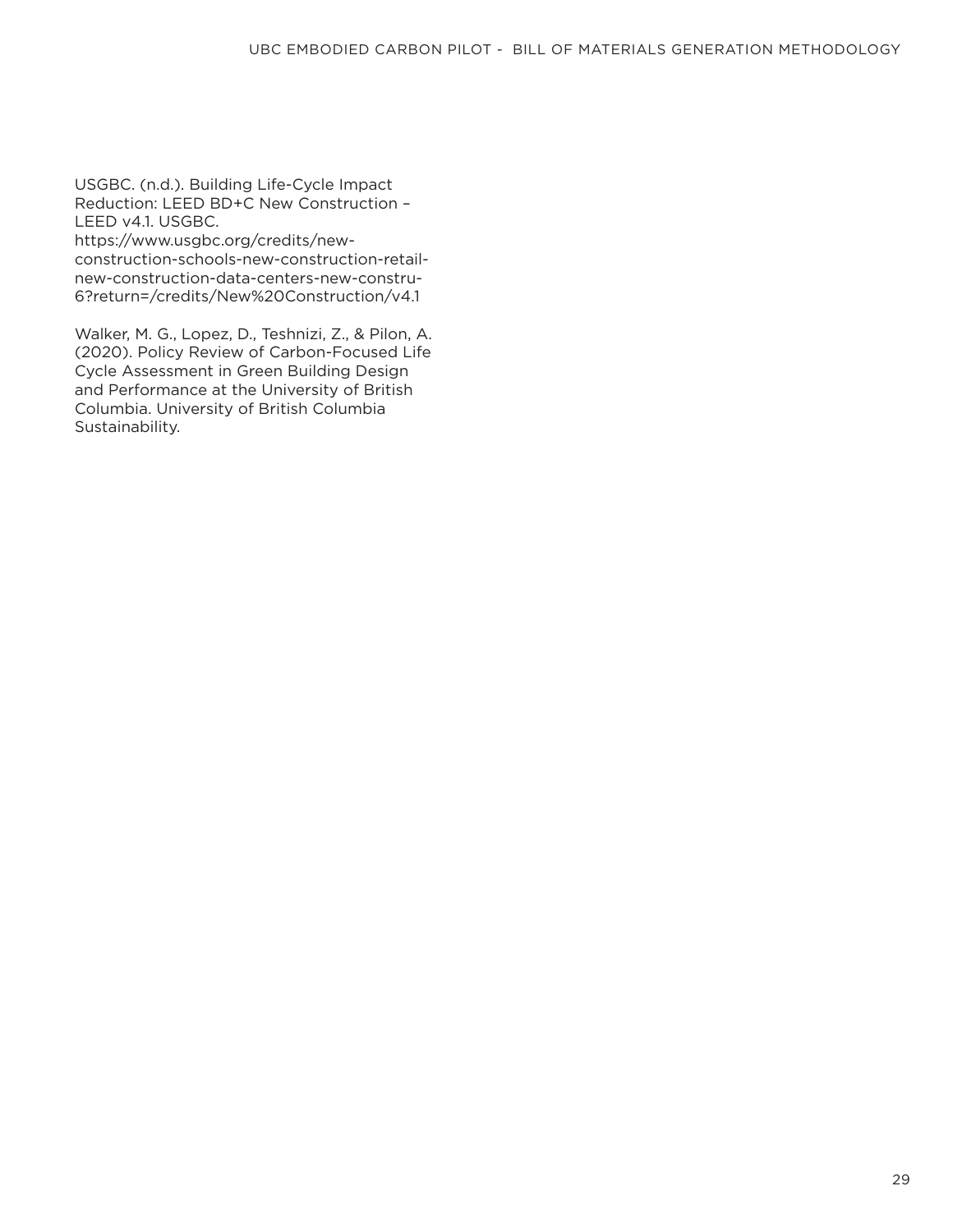USGBC. (n.d.). Building Life-Cycle Impact Reduction: LEED BD+C New Construction – LEED v4.1. USGBC. https://www.usgbc.org/credits/new-construction-schools-new-construction-retail-new-construction-data-centers-new-constru-6?return=/credits/New%20Construction/v4.1

Walker, M. G., Lopez, D., Teshnizi, Z., & Pilon, A. (2020). Policy Review of Carbon-Focused Life Cycle Assessment in Green Building Design and Performance at the University of British Columbia. University of British Columbia Sustainability.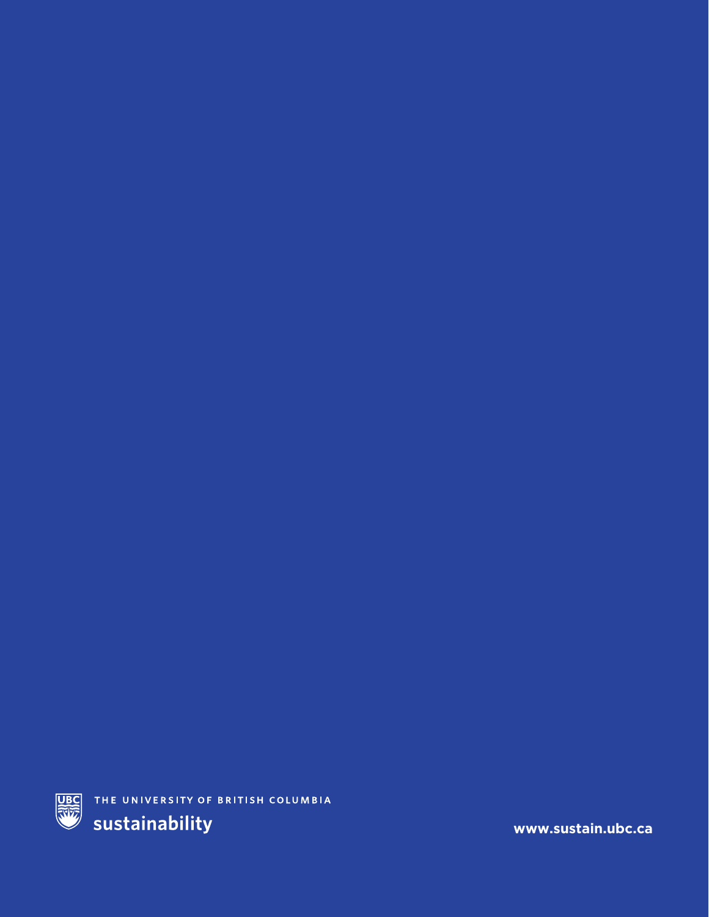THE UNIVERSITY OF BRITISH COLUMBIA

sustainability

www.sustain.ubc.ca